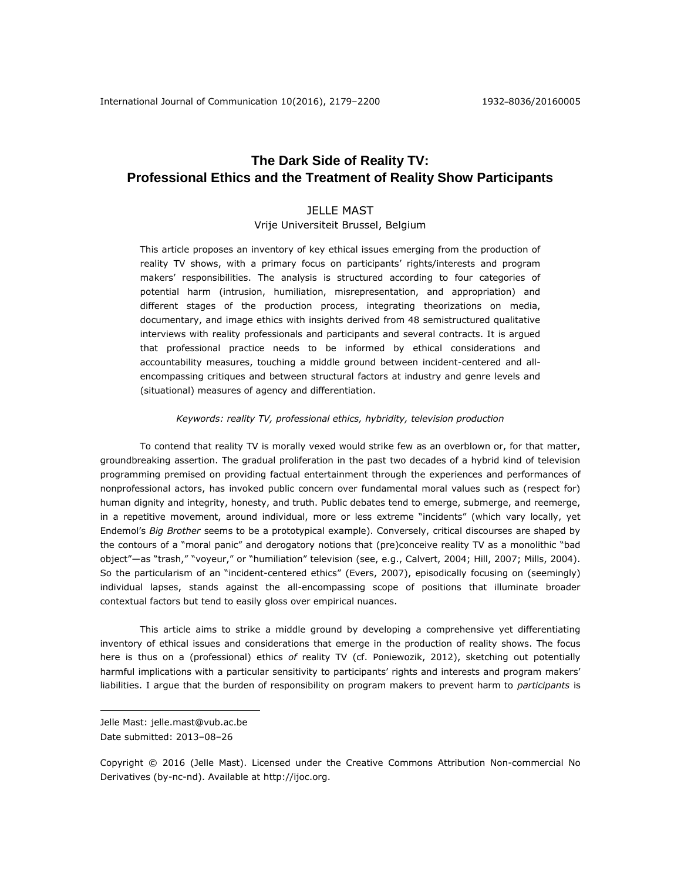# The Dark Side of Reality TV: Professional Ethics and the Treatment of Reality Show Participants

JELLE MAST
Vrije Universiteit Brussel, Belgium

This article proposes an inventory of key ethical issues emerging from the production of reality TV shows, with a primary focus on participants' rights/interests and program makers' responsibilities. The analysis is structured according to four categories of potential harm (intrusion, humiliation, misrepresentation, and appropriation) and different stages of the production process, integrating theorizations on media, documentary, and image ethics with insights derived from 48 semistructured qualitative interviews with reality professionals and participants and several contracts. It is argued that professional practice needs to be informed by ethical considerations and accountability measures, touching a middle ground between incident-centered and all-encompassing critiques and between structural factors at industry and genre levels and (situational) measures of agency and differentiation.

*Keywords: reality TV, professional ethics, hybridity, television production*

To contend that reality TV is morally vexed would strike few as an overblown or, for that matter, groundbreaking assertion. The gradual proliferation in the past two decades of a hybrid kind of television programming premised on providing factual entertainment through the experiences and performances of nonprofessional actors, has invoked public concern over fundamental moral values such as (respect for) human dignity and integrity, honesty, and truth. Public debates tend to emerge, submerge, and reemerge, in a repetitive movement, around individual, more or less extreme "incidents" (which vary locally, yet Endemol's *Big Brother* seems to be a prototypical example). Conversely, critical discourses are shaped by the contours of a "moral panic" and derogatory notions that (pre)conceive reality TV as a monolithic "bad object"—as "trash," "voyeur," or "humiliation" television (see, e.g., Calvert, 2004; Hill, 2007; Mills, 2004). So the particularism of an "incident-centered ethics" (Evers, 2007), episodically focusing on (seemingly) individual lapses, stands against the all-encompassing scope of positions that illuminate broader contextual factors but tend to easily gloss over empirical nuances.

This article aims to strike a middle ground by developing a comprehensive yet differentiating inventory of ethical issues and considerations that emerge in the production of reality shows. The focus here is thus on a (professional) ethics *of* reality TV (cf. Poniewozik, 2012), sketching out potentially harmful implications with a particular sensitivity to participants' rights and interests and program makers' liabilities. I argue that the burden of responsibility on program makers to prevent harm to *participants* is

---

Jelle Mast: jelle.mast@vub.ac.be
Date submitted: 2013–08–26

Copyright © 2016 (Jelle Mast). Licensed under the Creative Commons Attribution Non-commercial No Derivatives (by-nc-nd). Available at http://ijoc.org.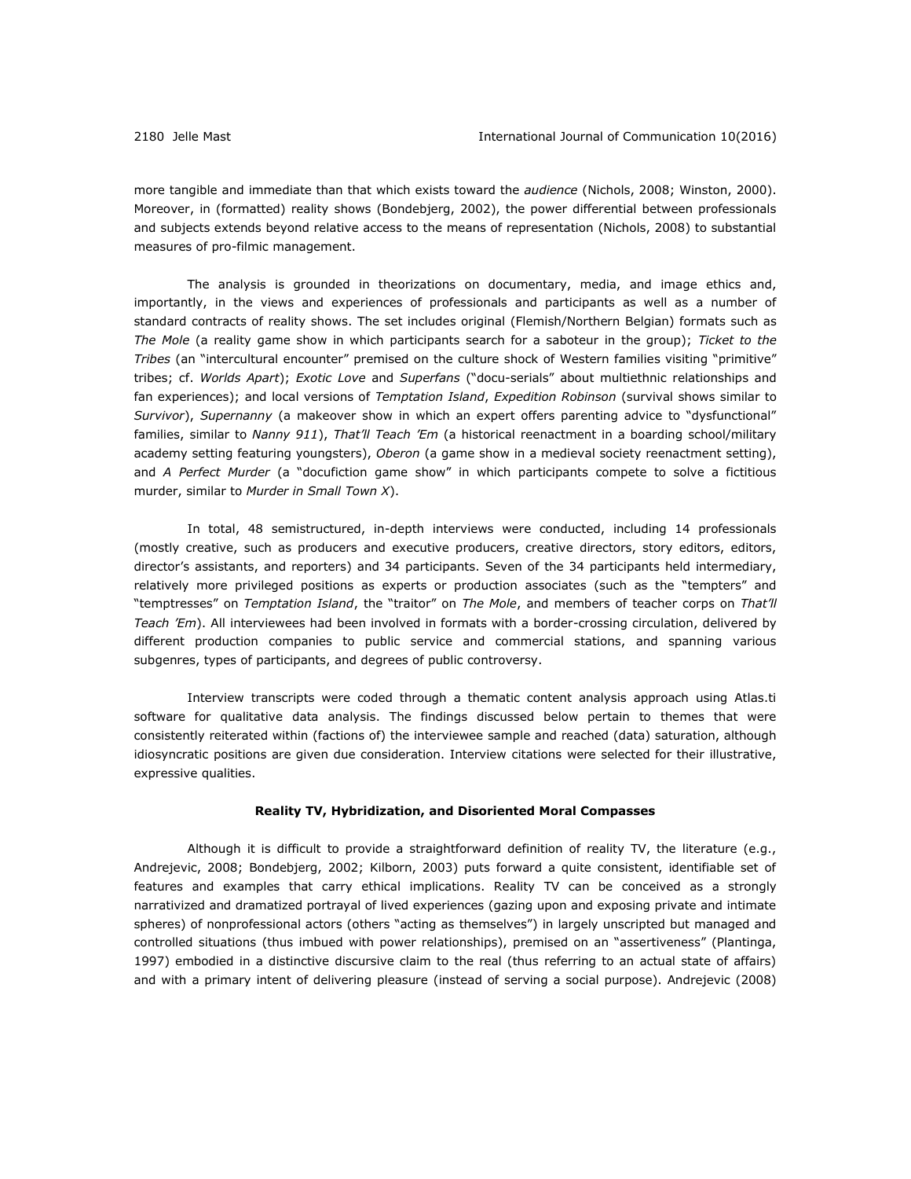more tangible and immediate than that which exists toward the *audience* (Nichols, 2008; Winston, 2000). Moreover, in (formatted) reality shows (Bondebjerg, 2002), the power differential between professionals and subjects extends beyond relative access to the means of representation (Nichols, 2008) to substantial measures of pro-filmic management.

The analysis is grounded in theorizations on documentary, media, and image ethics and, importantly, in the views and experiences of professionals and participants as well as a number of standard contracts of reality shows. The set includes original (Flemish/Northern Belgian) formats such as *The Mole* (a reality game show in which participants search for a saboteur in the group); *Ticket to the Tribes* (an "intercultural encounter" premised on the culture shock of Western families visiting "primitive" tribes; cf. *Worlds Apart*); *Exotic Love* and *Superfans* ("docu-serials" about multiethnic relationships and fan experiences); and local versions of *Temptation Island*, *Expedition Robinson* (survival shows similar to *Survivor*), *Supernanny* (a makeover show in which an expert offers parenting advice to "dysfunctional" families, similar to *Nanny 911*), *That'll Teach 'Em* (a historical reenactment in a boarding school/military academy setting featuring youngsters), *Oberon* (a game show in a medieval society reenactment setting), and *A Perfect Murder* (a "docufiction game show" in which participants compete to solve a fictitious murder, similar to *Murder in Small Town X*).

In total, 48 semistructured, in-depth interviews were conducted, including 14 professionals (mostly creative, such as producers and executive producers, creative directors, story editors, editors, director's assistants, and reporters) and 34 participants. Seven of the 34 participants held intermediary, relatively more privileged positions as experts or production associates (such as the "tempters" and "temptresses" on *Temptation Island*, the "traitor" on *The Mole*, and members of teacher corps on *That'll Teach 'Em*). All interviewees had been involved in formats with a border-crossing circulation, delivered by different production companies to public service and commercial stations, and spanning various subgenres, types of participants, and degrees of public controversy.

Interview transcripts were coded through a thematic content analysis approach using Atlas.ti software for qualitative data analysis. The findings discussed below pertain to themes that were consistently reiterated within (factions of) the interviewee sample and reached (data) saturation, although idiosyncratic positions are given due consideration. Interview citations were selected for their illustrative, expressive qualities.

## Reality TV, Hybridization, and Disoriented Moral Compasses

Although it is difficult to provide a straightforward definition of reality TV, the literature (e.g., Andrejevic, 2008; Bondebjerg, 2002; Kilborn, 2003) puts forward a quite consistent, identifiable set of features and examples that carry ethical implications. Reality TV can be conceived as a strongly narrativized and dramatized portrayal of lived experiences (gazing upon and exposing private and intimate spheres) of nonprofessional actors (others "acting as themselves") in largely unscripted but managed and controlled situations (thus imbued with power relationships), premised on an "assertiveness" (Plantinga, 1997) embodied in a distinctive discursive claim to the real (thus referring to an actual state of affairs) and with a primary intent of delivering pleasure (instead of serving a social purpose). Andrejevic (2008)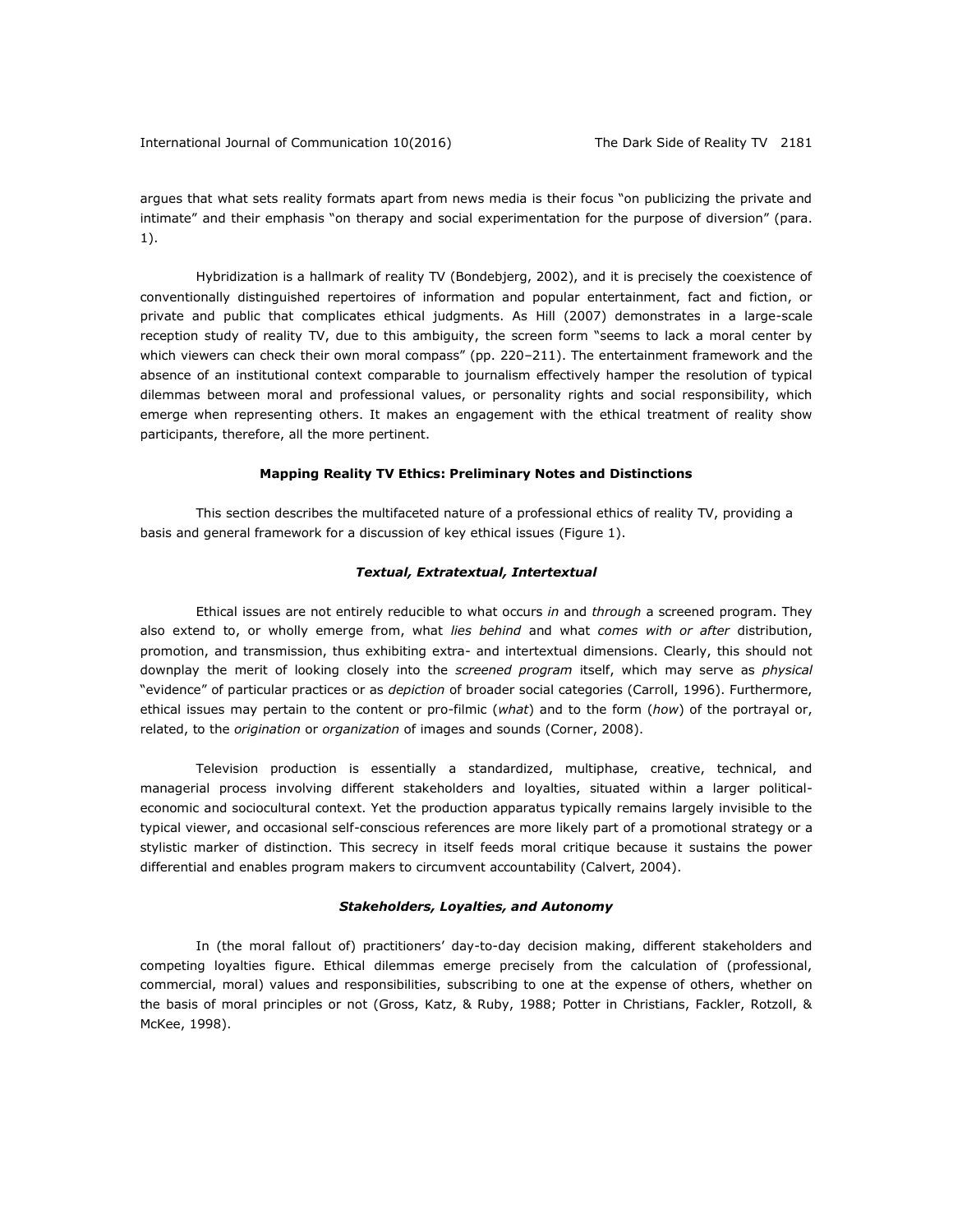argues that what sets reality formats apart from news media is their focus "on publicizing the private and intimate" and their emphasis "on therapy and social experimentation for the purpose of diversion" (para. 1).

Hybridization is a hallmark of reality TV (Bondebjerg, 2002), and it is precisely the coexistence of conventionally distinguished repertoires of information and popular entertainment, fact and fiction, or private and public that complicates ethical judgments. As Hill (2007) demonstrates in a large-scale reception study of reality TV, due to this ambiguity, the screen form "seems to lack a moral center by which viewers can check their own moral compass" (pp. 220–211). The entertainment framework and the absence of an institutional context comparable to journalism effectively hamper the resolution of typical dilemmas between moral and professional values, or personality rights and social responsibility, which emerge when representing others. It makes an engagement with the ethical treatment of reality show participants, therefore, all the more pertinent.

## Mapping Reality TV Ethics: Preliminary Notes and Distinctions

This section describes the multifaceted nature of a professional ethics of reality TV, providing a basis and general framework for a discussion of key ethical issues (Figure 1).

### *Textual, Extratextual, Intertextual*

Ethical issues are not entirely reducible to what occurs *in* and *through* a screened program. They also extend to, or wholly emerge from, what *lies behind* and what *comes with or after* distribution, promotion, and transmission, thus exhibiting extra- and intertextual dimensions. Clearly, this should not downplay the merit of looking closely into the *screened program* itself, which may serve as *physical* "evidence" of particular practices or as *depiction* of broader social categories (Carroll, 1996). Furthermore, ethical issues may pertain to the content or pro-filmic (*what*) and to the form (*how*) of the portrayal or, related, to the *origination* or *organization* of images and sounds (Corner, 2008).

Television production is essentially a standardized, multiphase, creative, technical, and managerial process involving different stakeholders and loyalties, situated within a larger political-economic and sociocultural context. Yet the production apparatus typically remains largely invisible to the typical viewer, and occasional self-conscious references are more likely part of a promotional strategy or a stylistic marker of distinction. This secrecy in itself feeds moral critique because it sustains the power differential and enables program makers to circumvent accountability (Calvert, 2004).

### *Stakeholders, Loyalties, and Autonomy*

In (the moral fallout of) practitioners' day-to-day decision making, different stakeholders and competing loyalties figure. Ethical dilemmas emerge precisely from the calculation of (professional, commercial, moral) values and responsibilities, subscribing to one at the expense of others, whether on the basis of moral principles or not (Gross, Katz, & Ruby, 1988; Potter in Christians, Fackler, Rotzoll, & McKee, 1998).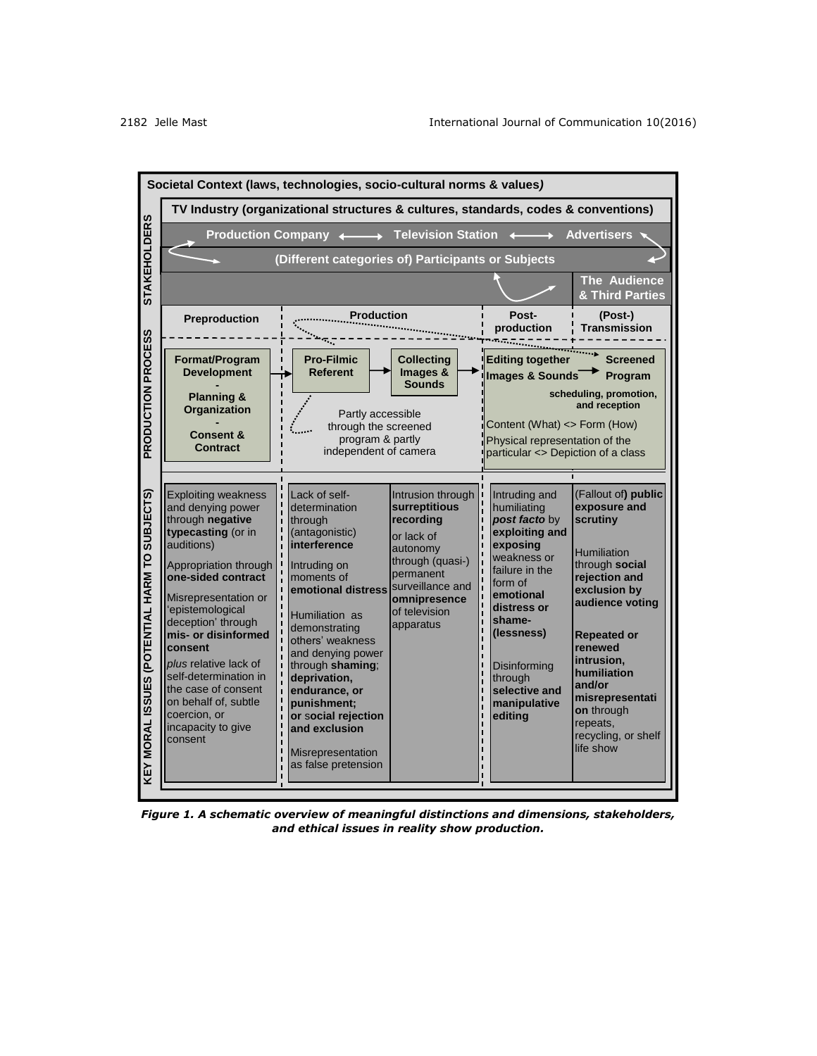**Societal Context (laws, technologies, socio-cultural norms & values)**

**TV Industry (organizational structures & cultures, standards, codes & conventions)**

**STAKEHOLDERS**

- **Production Company** ⟷ **Television Station** ⟷ **Advertisers**
- **(Different categories of) Participants or Subjects**
- **The Audience & Third Parties**

**PRODUCTION PROCESS**

| Preproduction | Production | | Post-production | (Post-) Transmission |
|---|---|---|---|---|
| **Format/Program Development** - **Planning & Organization** - **Consent & Contract** | **Pro-Filmic Referent** → | **Collecting Images & Sounds** → | **Editing together Images & Sounds** → | **Screened Program** |
| | Partly accessible through the screened program & partly independent of camera | | Content (What) <> Form (How) | **scheduling, promotion, and reception** |
| | | | Physical representation of the particular <> Depiction of a class | |

**KEY MORAL ISSUES (POTENTIAL HARM TO SUBJECTS)**

| Preproduction | Production | | Post-production | (Post-) Transmission |
|---|---|---|---|---|
| Exploiting weakness and denying power through **negative typecasting** (or in auditions) | Lack of self-determination through (antagonistic) **interference** | Intrusion through **surreptitious recording** | Intruding and humiliating ***post facto*** by **exploiting and exposing** weakness or failure in the form of **emotional distress or shame-(lessness)** | (Fallout of**) public exposure and scrutiny** |
| Appropriation through **one-sided contract** | Intruding on moments of **emotional distress** | or lack of autonomy through (quasi-) permanent surveillance and **omnipresence** of television apparatus | Disinforming through **selective and manipulative editing** | Humiliation through **social rejection and exclusion by audience voting** |
| Misrepresentation or 'epistemological deception' through **mis- or disinformed consent** | Humiliation as demonstrating others' weakness and denying power through **shaming**; **deprivation, endurance, or punishment; or social rejection and exclusion** | | | **Repeated or renewed intrusion, humiliation and/or misrepresentation** through repeats, recycling, or shelf life show |
| *plus* relative lack of self-determination in the case of consent on behalf of, subtle coercion, or incapacity to give consent | Misrepresentation as false pretension | | | |

***Figure 1. A schematic overview of meaningful distinctions and dimensions, stakeholders, and ethical issues in reality show production.***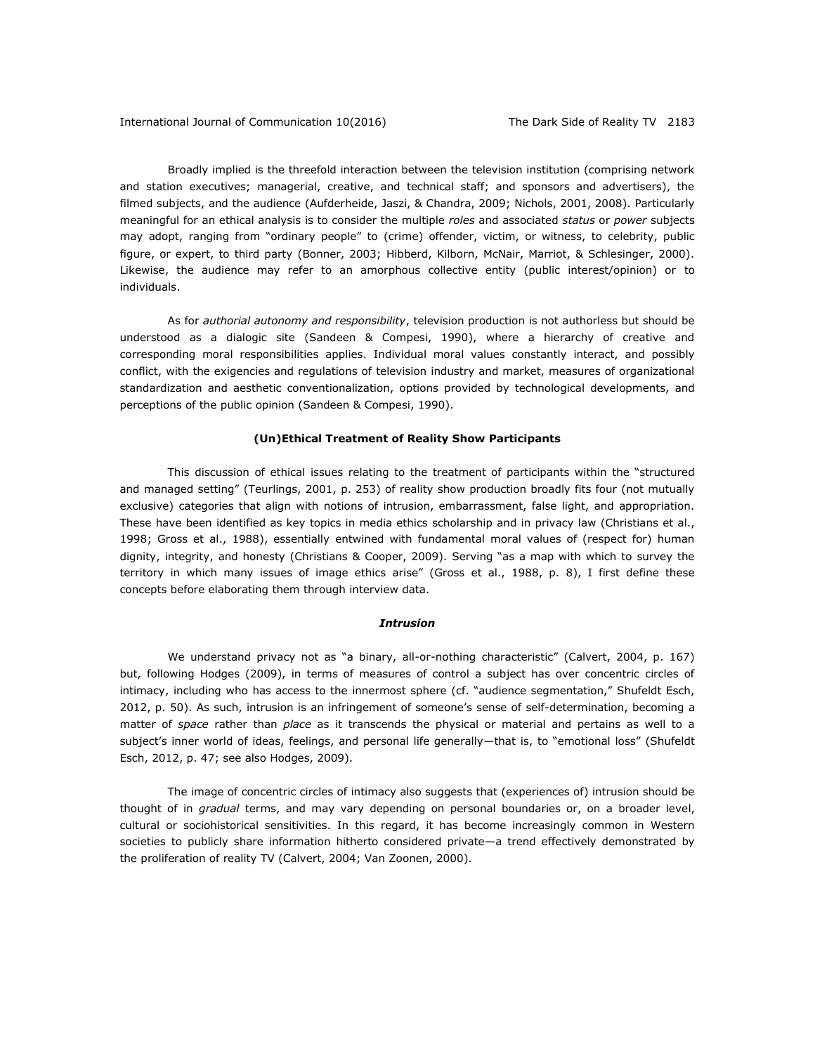Broadly implied is the threefold interaction between the television institution (comprising network and station executives; managerial, creative, and technical staff; and sponsors and advertisers), the filmed subjects, and the audience (Aufderheide, Jaszi, & Chandra, 2009; Nichols, 2001, 2008). Particularly meaningful for an ethical analysis is to consider the multiple *roles* and associated *status* or *power* subjects may adopt, ranging from "ordinary people" to (crime) offender, victim, or witness, to celebrity, public figure, or expert, to third party (Bonner, 2003; Hibberd, Kilborn, McNair, Marriot, & Schlesinger, 2000). Likewise, the audience may refer to an amorphous collective entity (public interest/opinion) or to individuals.

As for *authorial autonomy and responsibility*, television production is not authorless but should be understood as a dialogic site (Sandeen & Compesi, 1990), where a hierarchy of creative and corresponding moral responsibilities applies. Individual moral values constantly interact, and possibly conflict, with the exigencies and regulations of television industry and market, measures of organizational standardization and aesthetic conventionalization, options provided by technological developments, and perceptions of the public opinion (Sandeen & Compesi, 1990).

## (Un)Ethical Treatment of Reality Show Participants

This discussion of ethical issues relating to the treatment of participants within the "structured and managed setting" (Teurlings, 2001, p. 253) of reality show production broadly fits four (not mutually exclusive) categories that align with notions of intrusion, embarrassment, false light, and appropriation. These have been identified as key topics in media ethics scholarship and in privacy law (Christians et al., 1998; Gross et al., 1988), essentially entwined with fundamental moral values of (respect for) human dignity, integrity, and honesty (Christians & Cooper, 2009). Serving "as a map with which to survey the territory in which many issues of image ethics arise" (Gross et al., 1988, p. 8), I first define these concepts before elaborating them through interview data.

### *Intrusion*

We understand privacy not as "a binary, all-or-nothing characteristic" (Calvert, 2004, p. 167) but, following Hodges (2009), in terms of measures of control a subject has over concentric circles of intimacy, including who has access to the innermost sphere (cf. "audience segmentation," Shufeldt Esch, 2012, p. 50). As such, intrusion is an infringement of someone's sense of self-determination, becoming a matter of *space* rather than *place* as it transcends the physical or material and pertains as well to a subject's inner world of ideas, feelings, and personal life generally—that is, to "emotional loss" (Shufeldt Esch, 2012, p. 47; see also Hodges, 2009).

The image of concentric circles of intimacy also suggests that (experiences of) intrusion should be thought of in *gradual* terms, and may vary depending on personal boundaries or, on a broader level, cultural or sociohistorical sensitivities. In this regard, it has become increasingly common in Western societies to publicly share information hitherto considered private—a trend effectively demonstrated by the proliferation of reality TV (Calvert, 2004; Van Zoonen, 2000).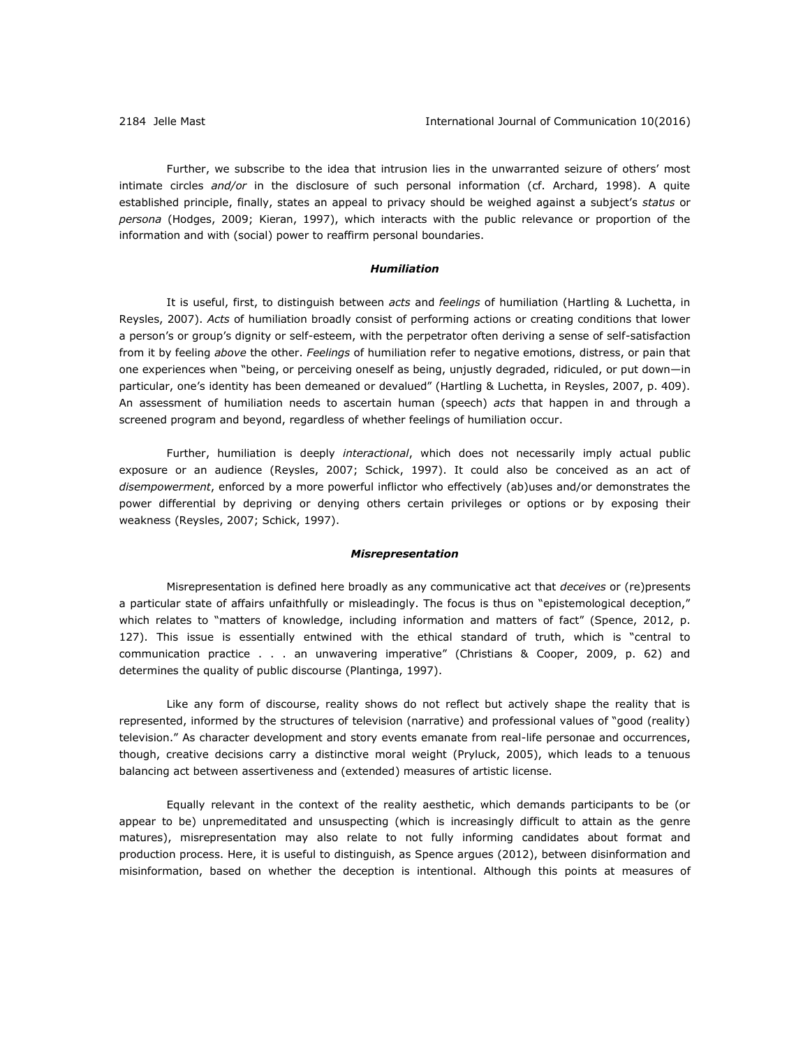Further, we subscribe to the idea that intrusion lies in the unwarranted seizure of others' most intimate circles *and/or* in the disclosure of such personal information (cf. Archard, 1998). A quite established principle, finally, states an appeal to privacy should be weighed against a subject's *status* or *persona* (Hodges, 2009; Kieran, 1997), which interacts with the public relevance or proportion of the information and with (social) power to reaffirm personal boundaries.

### *Humiliation*

It is useful, first, to distinguish between *acts* and *feelings* of humiliation (Hartling & Luchetta, in Reysles, 2007). *Acts* of humiliation broadly consist of performing actions or creating conditions that lower a person's or group's dignity or self-esteem, with the perpetrator often deriving a sense of self-satisfaction from it by feeling *above* the other. *Feelings* of humiliation refer to negative emotions, distress, or pain that one experiences when "being, or perceiving oneself as being, unjustly degraded, ridiculed, or put down—in particular, one's identity has been demeaned or devalued" (Hartling & Luchetta, in Reysles, 2007, p. 409). An assessment of humiliation needs to ascertain human (speech) *acts* that happen in and through a screened program and beyond, regardless of whether feelings of humiliation occur.

Further, humiliation is deeply *interactional*, which does not necessarily imply actual public exposure or an audience (Reysles, 2007; Schick, 1997). It could also be conceived as an act of *disempowerment*, enforced by a more powerful inflictor who effectively (ab)uses and/or demonstrates the power differential by depriving or denying others certain privileges or options or by exposing their weakness (Reysles, 2007; Schick, 1997).

### *Misrepresentation*

Misrepresentation is defined here broadly as any communicative act that *deceives* or (re)presents a particular state of affairs unfaithfully or misleadingly. The focus is thus on "epistemological deception," which relates to "matters of knowledge, including information and matters of fact" (Spence, 2012, p. 127). This issue is essentially entwined with the ethical standard of truth, which is "central to communication practice . . . an unwavering imperative" (Christians & Cooper, 2009, p. 62) and determines the quality of public discourse (Plantinga, 1997).

Like any form of discourse, reality shows do not reflect but actively shape the reality that is represented, informed by the structures of television (narrative) and professional values of "good (reality) television." As character development and story events emanate from real-life personae and occurrences, though, creative decisions carry a distinctive moral weight (Pryluck, 2005), which leads to a tenuous balancing act between assertiveness and (extended) measures of artistic license.

Equally relevant in the context of the reality aesthetic, which demands participants to be (or appear to be) unpremeditated and unsuspecting (which is increasingly difficult to attain as the genre matures), misrepresentation may also relate to not fully informing candidates about format and production process. Here, it is useful to distinguish, as Spence argues (2012), between disinformation and misinformation, based on whether the deception is intentional. Although this points at measures of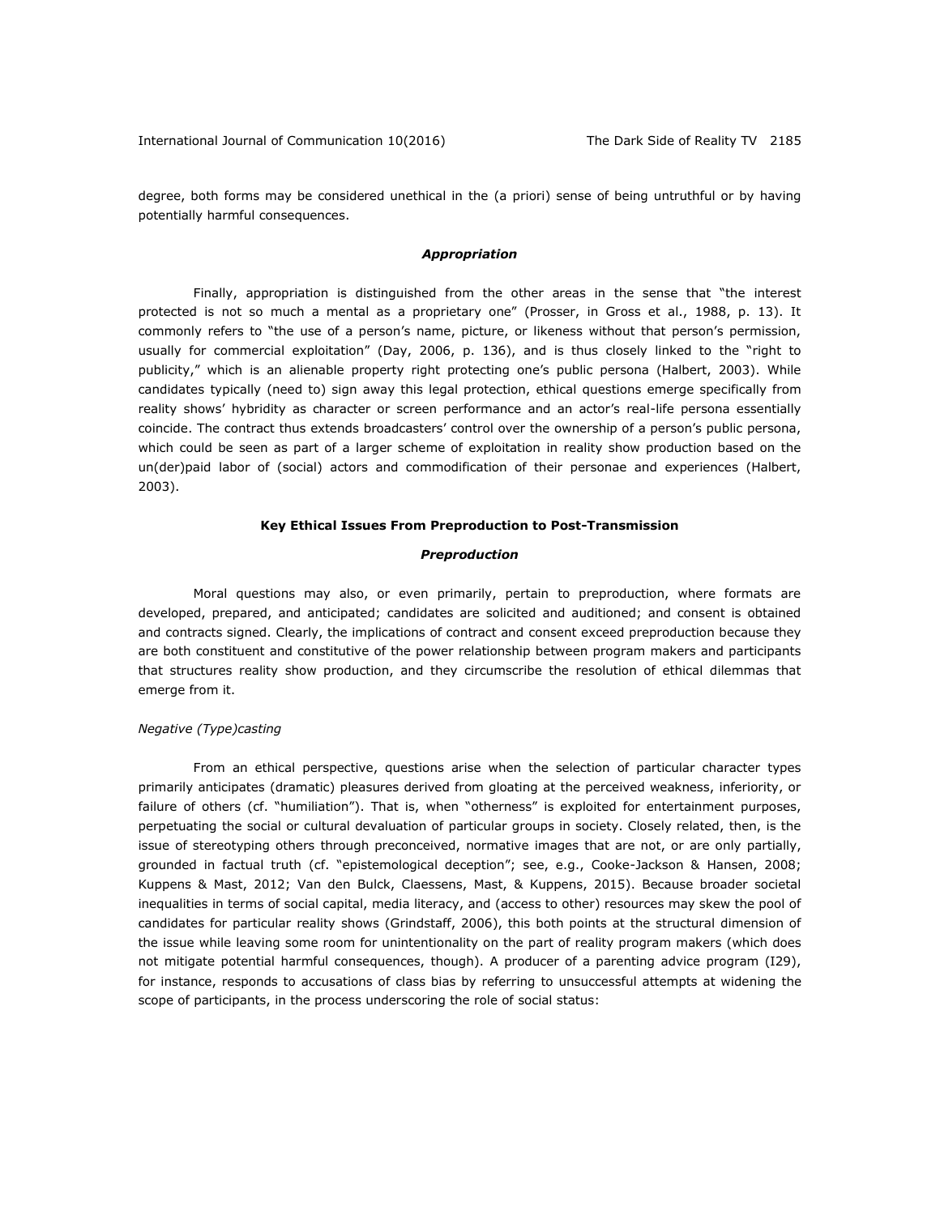degree, both forms may be considered unethical in the (a priori) sense of being untruthful or by having potentially harmful consequences.

### *Appropriation*

Finally, appropriation is distinguished from the other areas in the sense that "the interest protected is not so much a mental as a proprietary one" (Prosser, in Gross et al., 1988, p. 13). It commonly refers to "the use of a person's name, picture, or likeness without that person's permission, usually for commercial exploitation" (Day, 2006, p. 136), and is thus closely linked to the "right to publicity," which is an alienable property right protecting one's public persona (Halbert, 2003). While candidates typically (need to) sign away this legal protection, ethical questions emerge specifically from reality shows' hybridity as character or screen performance and an actor's real-life persona essentially coincide. The contract thus extends broadcasters' control over the ownership of a person's public persona, which could be seen as part of a larger scheme of exploitation in reality show production based on the un(der)paid labor of (social) actors and commodification of their personae and experiences (Halbert, 2003).

## **Key Ethical Issues From Preproduction to Post-Transmission**

### *Preproduction*

Moral questions may also, or even primarily, pertain to preproduction, where formats are developed, prepared, and anticipated; candidates are solicited and auditioned; and consent is obtained and contracts signed. Clearly, the implications of contract and consent exceed preproduction because they are both constituent and constitutive of the power relationship between program makers and participants that structures reality show production, and they circumscribe the resolution of ethical dilemmas that emerge from it.

#### *Negative (Type)casting*

From an ethical perspective, questions arise when the selection of particular character types primarily anticipates (dramatic) pleasures derived from gloating at the perceived weakness, inferiority, or failure of others (cf. "humiliation"). That is, when "otherness" is exploited for entertainment purposes, perpetuating the social or cultural devaluation of particular groups in society. Closely related, then, is the issue of stereotyping others through preconceived, normative images that are not, or are only partially, grounded in factual truth (cf. "epistemological deception"; see, e.g., Cooke-Jackson & Hansen, 2008; Kuppens & Mast, 2012; Van den Bulck, Claessens, Mast, & Kuppens, 2015). Because broader societal inequalities in terms of social capital, media literacy, and (access to other) resources may skew the pool of candidates for particular reality shows (Grindstaff, 2006), this both points at the structural dimension of the issue while leaving some room for unintentionality on the part of reality program makers (which does not mitigate potential harmful consequences, though). A producer of a parenting advice program (I29), for instance, responds to accusations of class bias by referring to unsuccessful attempts at widening the scope of participants, in the process underscoring the role of social status: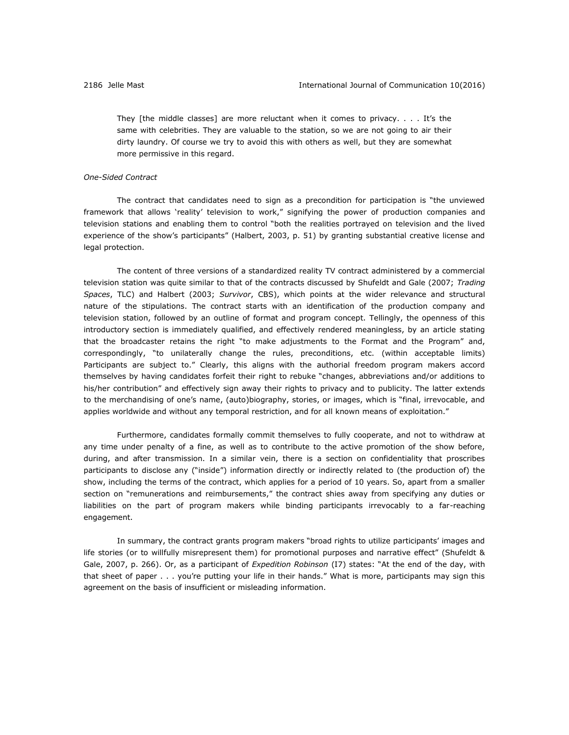> They [the middle classes] are more reluctant when it comes to privacy. . . . It's the same with celebrities. They are valuable to the station, so we are not going to air their dirty laundry. Of course we try to avoid this with others as well, but they are somewhat more permissive in this regard.

*One-Sided Contract*

The contract that candidates need to sign as a precondition for participation is "the unviewed framework that allows 'reality' television to work," signifying the power of production companies and television stations and enabling them to control "both the realities portrayed on television and the lived experience of the show's participants" (Halbert, 2003, p. 51) by granting substantial creative license and legal protection.

The content of three versions of a standardized reality TV contract administered by a commercial television station was quite similar to that of the contracts discussed by Shufeldt and Gale (2007; *Trading Spaces*, TLC) and Halbert (2003; *Survivor*, CBS), which points at the wider relevance and structural nature of the stipulations. The contract starts with an identification of the production company and television station, followed by an outline of format and program concept. Tellingly, the openness of this introductory section is immediately qualified, and effectively rendered meaningless, by an article stating that the broadcaster retains the right "to make adjustments to the Format and the Program" and, correspondingly, "to unilaterally change the rules, preconditions, etc. (within acceptable limits) Participants are subject to." Clearly, this aligns with the authorial freedom program makers accord themselves by having candidates forfeit their right to rebuke "changes, abbreviations and/or additions to his/her contribution" and effectively sign away their rights to privacy and to publicity. The latter extends to the merchandising of one's name, (auto)biography, stories, or images, which is "final, irrevocable, and applies worldwide and without any temporal restriction, and for all known means of exploitation."

Furthermore, candidates formally commit themselves to fully cooperate, and not to withdraw at any time under penalty of a fine, as well as to contribute to the active promotion of the show before, during, and after transmission. In a similar vein, there is a section on confidentiality that proscribes participants to disclose any ("inside") information directly or indirectly related to (the production of) the show, including the terms of the contract, which applies for a period of 10 years. So, apart from a smaller section on "remunerations and reimbursements," the contract shies away from specifying any duties or liabilities on the part of program makers while binding participants irrevocably to a far-reaching engagement.

In summary, the contract grants program makers "broad rights to utilize participants' images and life stories (or to willfully misrepresent them) for promotional purposes and narrative effect" (Shufeldt & Gale, 2007, p. 266). Or, as a participant of *Expedition Robinson* (I7) states: "At the end of the day, with that sheet of paper . . . you're putting your life in their hands." What is more, participants may sign this agreement on the basis of insufficient or misleading information.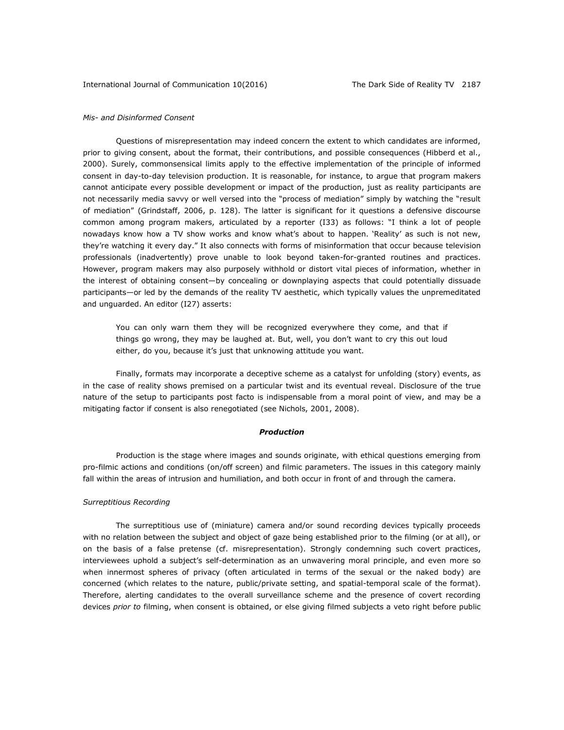*Mis- and Disinformed Consent*

Questions of misrepresentation may indeed concern the extent to which candidates are informed, prior to giving consent, about the format, their contributions, and possible consequences (Hibberd et al., 2000). Surely, commonsensical limits apply to the effective implementation of the principle of informed consent in day-to-day television production. It is reasonable, for instance, to argue that program makers cannot anticipate every possible development or impact of the production, just as reality participants are not necessarily media savvy or well versed into the "process of mediation" simply by watching the "result of mediation" (Grindstaff, 2006, p. 128). The latter is significant for it questions a defensive discourse common among program makers, articulated by a reporter (I33) as follows: "I think a lot of people nowadays know how a TV show works and know what's about to happen. 'Reality' as such is not new, they're watching it every day." It also connects with forms of misinformation that occur because television professionals (inadvertently) prove unable to look beyond taken-for-granted routines and practices. However, program makers may also purposely withhold or distort vital pieces of information, whether in the interest of obtaining consent—by concealing or downplaying aspects that could potentially dissuade participants—or led by the demands of the reality TV aesthetic, which typically values the unpremeditated and unguarded. An editor (I27) asserts:

> You can only warn them they will be recognized everywhere they come, and that if things go wrong, they may be laughed at. But, well, you don't want to cry this out loud either, do you, because it's just that unknowing attitude you want.

Finally, formats may incorporate a deceptive scheme as a catalyst for unfolding (story) events, as in the case of reality shows premised on a particular twist and its eventual reveal. Disclosure of the true nature of the setup to participants post facto is indispensable from a moral point of view, and may be a mitigating factor if consent is also renegotiated (see Nichols, 2001, 2008).

### ***Production***

Production is the stage where images and sounds originate, with ethical questions emerging from pro-filmic actions and conditions (on/off screen) and filmic parameters. The issues in this category mainly fall within the areas of intrusion and humiliation, and both occur in front of and through the camera.

*Surreptitious Recording*

The surreptitious use of (miniature) camera and/or sound recording devices typically proceeds with no relation between the subject and object of gaze being established prior to the filming (or at all), or on the basis of a false pretense (cf. misrepresentation). Strongly condemning such covert practices, interviewees uphold a subject's self-determination as an unwavering moral principle, and even more so when innermost spheres of privacy (often articulated in terms of the sexual or the naked body) are concerned (which relates to the nature, public/private setting, and spatial-temporal scale of the format). Therefore, alerting candidates to the overall surveillance scheme and the presence of covert recording devices *prior to* filming, when consent is obtained, or else giving filmed subjects a veto right before public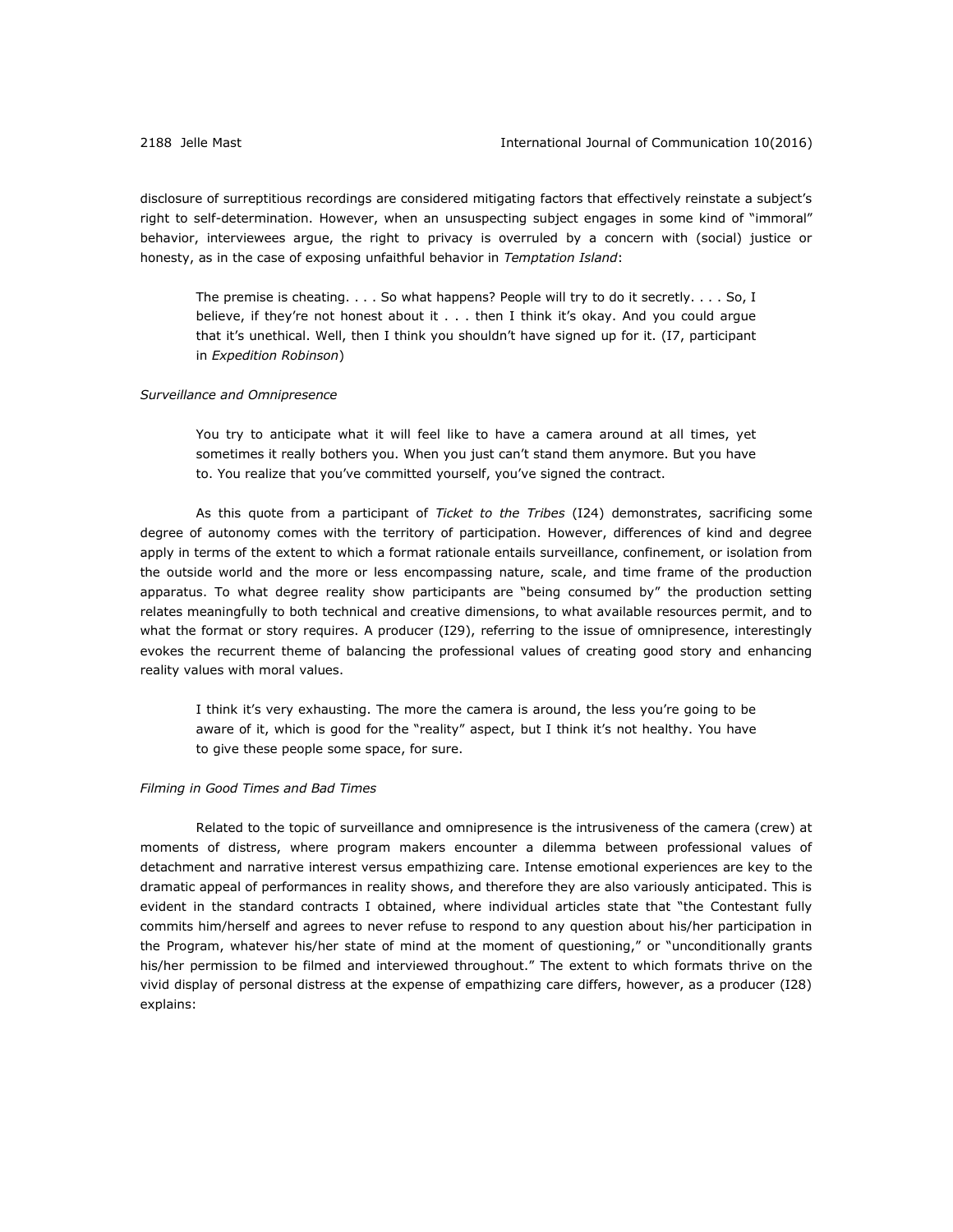disclosure of surreptitious recordings are considered mitigating factors that effectively reinstate a subject's right to self-determination. However, when an unsuspecting subject engages in some kind of "immoral" behavior, interviewees argue, the right to privacy is overruled by a concern with (social) justice or honesty, as in the case of exposing unfaithful behavior in *Temptation Island*:

> The premise is cheating. . . . So what happens? People will try to do it secretly. . . . So, I believe, if they're not honest about it . . . then I think it's okay. And you could argue that it's unethical. Well, then I think you shouldn't have signed up for it. (I7, participant in *Expedition Robinson*)

*Surveillance and Omnipresence*

> You try to anticipate what it will feel like to have a camera around at all times, yet sometimes it really bothers you. When you just can't stand them anymore. But you have to. You realize that you've committed yourself, you've signed the contract.

As this quote from a participant of *Ticket to the Tribes* (I24) demonstrates, sacrificing some degree of autonomy comes with the territory of participation. However, differences of kind and degree apply in terms of the extent to which a format rationale entails surveillance, confinement, or isolation from the outside world and the more or less encompassing nature, scale, and time frame of the production apparatus. To what degree reality show participants are "being consumed by" the production setting relates meaningfully to both technical and creative dimensions, to what available resources permit, and to what the format or story requires. A producer (I29), referring to the issue of omnipresence, interestingly evokes the recurrent theme of balancing the professional values of creating good story and enhancing reality values with moral values.

> I think it's very exhausting. The more the camera is around, the less you're going to be aware of it, which is good for the "reality" aspect, but I think it's not healthy. You have to give these people some space, for sure.

*Filming in Good Times and Bad Times*

Related to the topic of surveillance and omnipresence is the intrusiveness of the camera (crew) at moments of distress, where program makers encounter a dilemma between professional values of detachment and narrative interest versus empathizing care. Intense emotional experiences are key to the dramatic appeal of performances in reality shows, and therefore they are also variously anticipated. This is evident in the standard contracts I obtained, where individual articles state that "the Contestant fully commits him/herself and agrees to never refuse to respond to any question about his/her participation in the Program, whatever his/her state of mind at the moment of questioning," or "unconditionally grants his/her permission to be filmed and interviewed throughout." The extent to which formats thrive on the vivid display of personal distress at the expense of empathizing care differs, however, as a producer (I28) explains: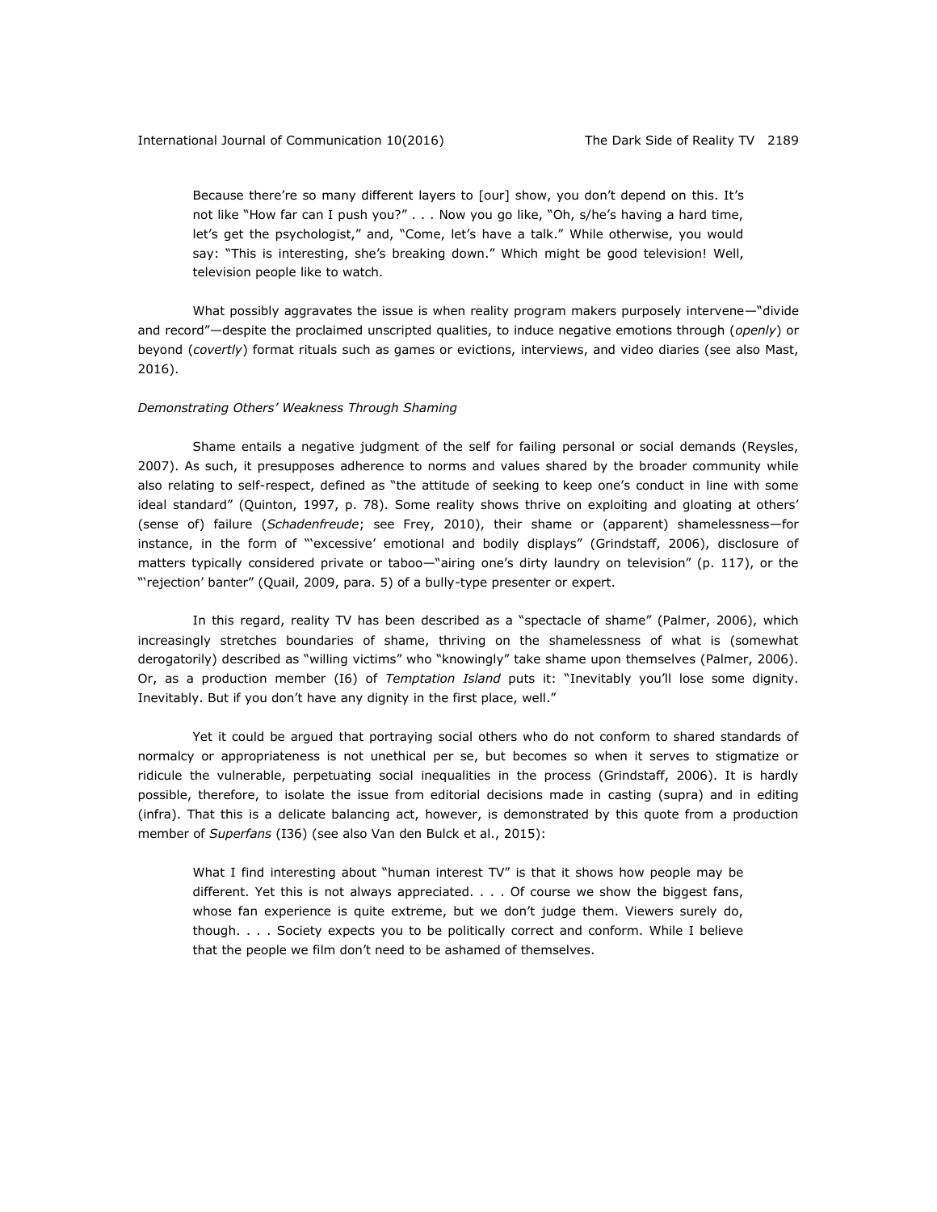> Because there're so many different layers to [our] show, you don't depend on this. It's not like "How far can I push you?" . . . Now you go like, "Oh, s/he's having a hard time, let's get the psychologist," and, "Come, let's have a talk." While otherwise, you would say: "This is interesting, she's breaking down." Which might be good television! Well, television people like to watch.

What possibly aggravates the issue is when reality program makers purposely intervene—"divide and record"—despite the proclaimed unscripted qualities, to induce negative emotions through (*openly*) or beyond (*covertly*) format rituals such as games or evictions, interviews, and video diaries (see also Mast, 2016).

*Demonstrating Others' Weakness Through Shaming*

Shame entails a negative judgment of the self for failing personal or social demands (Reysles, 2007). As such, it presupposes adherence to norms and values shared by the broader community while also relating to self-respect, defined as "the attitude of seeking to keep one's conduct in line with some ideal standard" (Quinton, 1997, p. 78). Some reality shows thrive on exploiting and gloating at others' (sense of) failure (*Schadenfreude*; see Frey, 2010), their shame or (apparent) shamelessness—for instance, in the form of "'excessive' emotional and bodily displays" (Grindstaff, 2006), disclosure of matters typically considered private or taboo—"airing one's dirty laundry on television" (p. 117), or the "'rejection' banter" (Quail, 2009, para. 5) of a bully-type presenter or expert.

In this regard, reality TV has been described as a "spectacle of shame" (Palmer, 2006), which increasingly stretches boundaries of shame, thriving on the shamelessness of what is (somewhat derogatorily) described as "willing victims" who "knowingly" take shame upon themselves (Palmer, 2006). Or, as a production member (I6) of *Temptation Island* puts it: "Inevitably you'll lose some dignity. Inevitably. But if you don't have any dignity in the first place, well."

Yet it could be argued that portraying social others who do not conform to shared standards of normalcy or appropriateness is not unethical per se, but becomes so when it serves to stigmatize or ridicule the vulnerable, perpetuating social inequalities in the process (Grindstaff, 2006). It is hardly possible, therefore, to isolate the issue from editorial decisions made in casting (supra) and in editing (infra). That this is a delicate balancing act, however, is demonstrated by this quote from a production member of *Superfans* (I36) (see also Van den Bulck et al., 2015):

> What I find interesting about "human interest TV" is that it shows how people may be different. Yet this is not always appreciated. . . . Of course we show the biggest fans, whose fan experience is quite extreme, but we don't judge them. Viewers surely do, though. . . . Society expects you to be politically correct and conform. While I believe that the people we film don't need to be ashamed of themselves.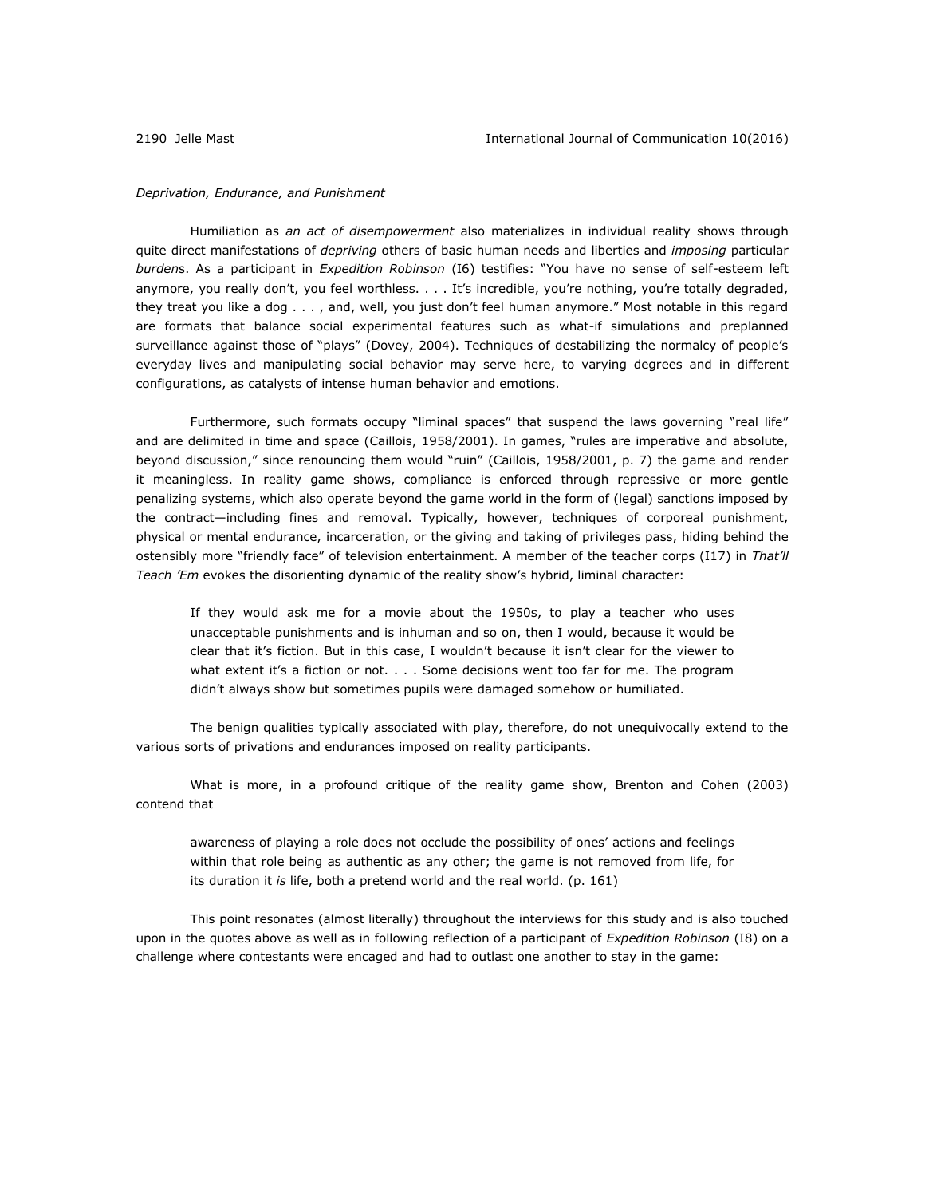*Deprivation, Endurance, and Punishment*

Humiliation as *an act of disempowerment* also materializes in individual reality shows through quite direct manifestations of *depriving* others of basic human needs and liberties and *imposing* particular *burden*s. As a participant in *Expedition Robinson* (I6) testifies: "You have no sense of self-esteem left anymore, you really don't, you feel worthless. . . . It's incredible, you're nothing, you're totally degraded, they treat you like a dog . . . , and, well, you just don't feel human anymore." Most notable in this regard are formats that balance social experimental features such as what-if simulations and preplanned surveillance against those of "plays" (Dovey, 2004). Techniques of destabilizing the normalcy of people's everyday lives and manipulating social behavior may serve here, to varying degrees and in different configurations, as catalysts of intense human behavior and emotions.

Furthermore, such formats occupy "liminal spaces" that suspend the laws governing "real life" and are delimited in time and space (Caillois, 1958/2001). In games, "rules are imperative and absolute, beyond discussion," since renouncing them would "ruin" (Caillois, 1958/2001, p. 7) the game and render it meaningless. In reality game shows, compliance is enforced through repressive or more gentle penalizing systems, which also operate beyond the game world in the form of (legal) sanctions imposed by the contract—including fines and removal. Typically, however, techniques of corporeal punishment, physical or mental endurance, incarceration, or the giving and taking of privileges pass, hiding behind the ostensibly more "friendly face" of television entertainment. A member of the teacher corps (I17) in *That'll Teach 'Em* evokes the disorienting dynamic of the reality show's hybrid, liminal character:

> If they would ask me for a movie about the 1950s, to play a teacher who uses unacceptable punishments and is inhuman and so on, then I would, because it would be clear that it's fiction. But in this case, I wouldn't because it isn't clear for the viewer to what extent it's a fiction or not. . . . Some decisions went too far for me. The program didn't always show but sometimes pupils were damaged somehow or humiliated.

The benign qualities typically associated with play, therefore, do not unequivocally extend to the various sorts of privations and endurances imposed on reality participants.

What is more, in a profound critique of the reality game show, Brenton and Cohen (2003) contend that

> awareness of playing a role does not occlude the possibility of ones' actions and feelings within that role being as authentic as any other; the game is not removed from life, for its duration it *is* life, both a pretend world and the real world. (p. 161)

This point resonates (almost literally) throughout the interviews for this study and is also touched upon in the quotes above as well as in following reflection of a participant of *Expedition Robinson* (I8) on a challenge where contestants were encaged and had to outlast one another to stay in the game: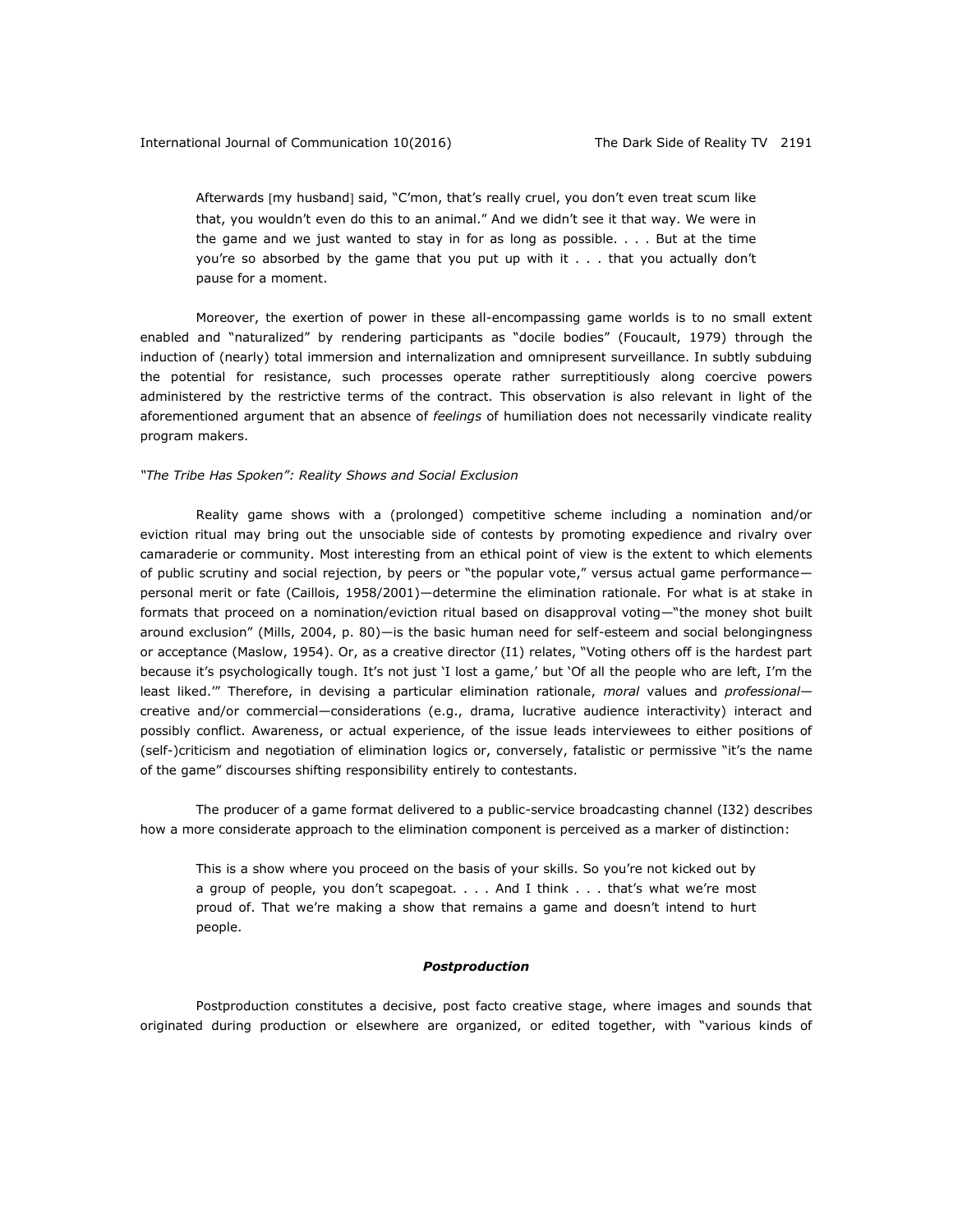> Afterwards [my husband] said, "C'mon, that's really cruel, you don't even treat scum like that, you wouldn't even do this to an animal." And we didn't see it that way. We were in the game and we just wanted to stay in for as long as possible. . . . But at the time you're so absorbed by the game that you put up with it . . . that you actually don't pause for a moment.

Moreover, the exertion of power in these all-encompassing game worlds is to no small extent enabled and "naturalized" by rendering participants as "docile bodies" (Foucault, 1979) through the induction of (nearly) total immersion and internalization and omnipresent surveillance. In subtly subduing the potential for resistance, such processes operate rather surreptitiously along coercive powers administered by the restrictive terms of the contract. This observation is also relevant in light of the aforementioned argument that an absence of *feelings* of humiliation does not necessarily vindicate reality program makers.

*"The Tribe Has Spoken": Reality Shows and Social Exclusion*

Reality game shows with a (prolonged) competitive scheme including a nomination and/or eviction ritual may bring out the unsociable side of contests by promoting expedience and rivalry over camaraderie or community. Most interesting from an ethical point of view is the extent to which elements of public scrutiny and social rejection, by peers or "the popular vote," versus actual game performance—personal merit or fate (Caillois, 1958/2001)—determine the elimination rationale. For what is at stake in formats that proceed on a nomination/eviction ritual based on disapproval voting—"the money shot built around exclusion" (Mills, 2004, p. 80)—is the basic human need for self-esteem and social belongingness or acceptance (Maslow, 1954). Or, as a creative director (I1) relates, "Voting others off is the hardest part because it's psychologically tough. It's not just 'I lost a game,' but 'Of all the people who are left, I'm the least liked.'" Therefore, in devising a particular elimination rationale, *moral* values and *professional*—creative and/or commercial—considerations (e.g., drama, lucrative audience interactivity) interact and possibly conflict. Awareness, or actual experience, of the issue leads interviewees to either positions of (self-)criticism and negotiation of elimination logics or, conversely, fatalistic or permissive "it's the name of the game" discourses shifting responsibility entirely to contestants.

The producer of a game format delivered to a public-service broadcasting channel (I32) describes how a more considerate approach to the elimination component is perceived as a marker of distinction:

> This is a show where you proceed on the basis of your skills. So you're not kicked out by a group of people, you don't scapegoat. . . . And I think . . . that's what we're most proud of. That we're making a show that remains a game and doesn't intend to hurt people.

### ***Postproduction***

Postproduction constitutes a decisive, post facto creative stage, where images and sounds that originated during production or elsewhere are organized, or edited together, with "various kinds of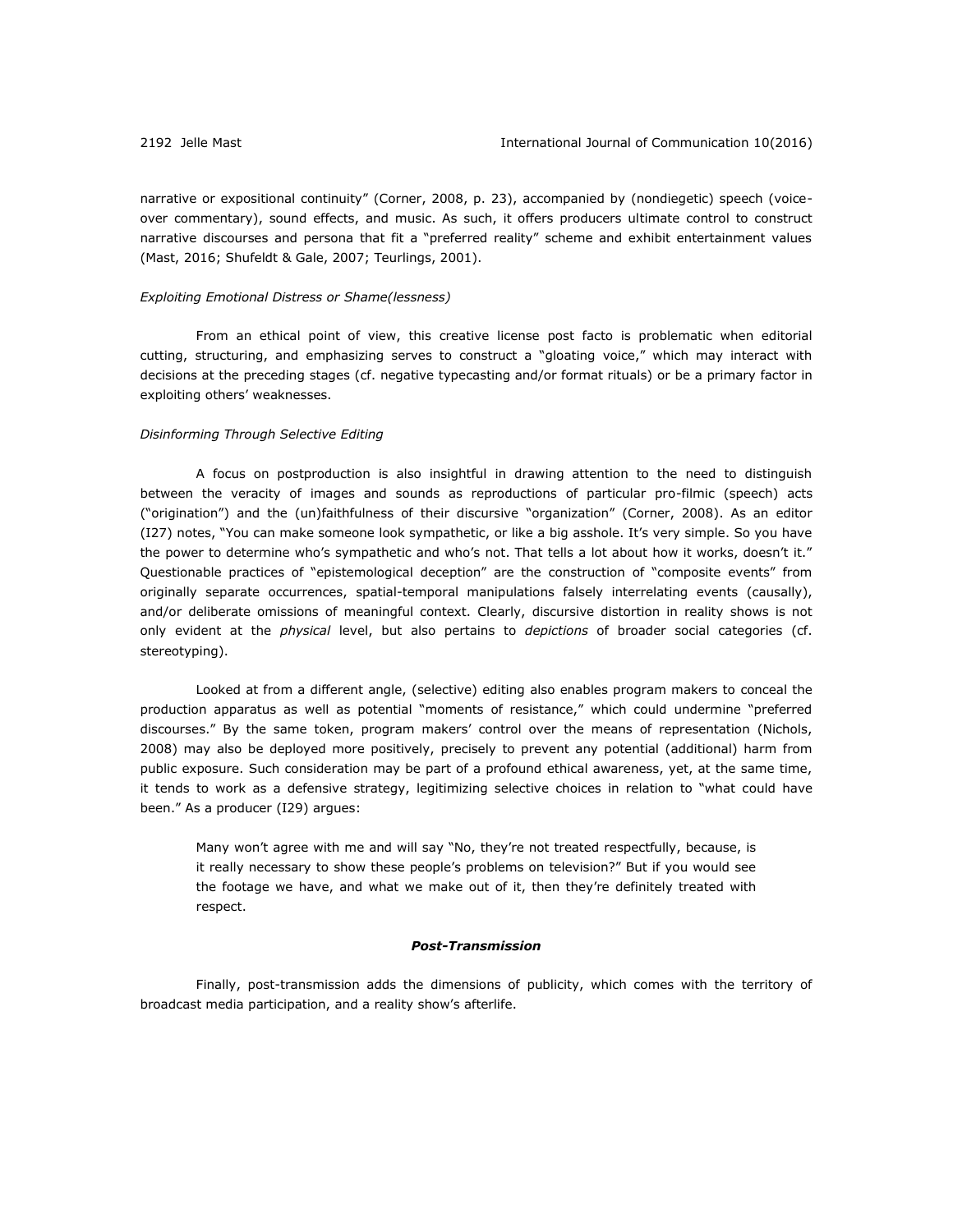narrative or expositional continuity" (Corner, 2008, p. 23), accompanied by (nondiegetic) speech (voice-over commentary), sound effects, and music. As such, it offers producers ultimate control to construct narrative discourses and persona that fit a "preferred reality" scheme and exhibit entertainment values (Mast, 2016; Shufeldt & Gale, 2007; Teurlings, 2001).

*Exploiting Emotional Distress or Shame(lessness)*

From an ethical point of view, this creative license post facto is problematic when editorial cutting, structuring, and emphasizing serves to construct a "gloating voice," which may interact with decisions at the preceding stages (cf. negative typecasting and/or format rituals) or be a primary factor in exploiting others' weaknesses.

*Disinforming Through Selective Editing*

A focus on postproduction is also insightful in drawing attention to the need to distinguish between the veracity of images and sounds as reproductions of particular pro-filmic (speech) acts ("origination") and the (un)faithfulness of their discursive "organization" (Corner, 2008). As an editor (I27) notes, "You can make someone look sympathetic, or like a big asshole. It's very simple. So you have the power to determine who's sympathetic and who's not. That tells a lot about how it works, doesn't it." Questionable practices of "epistemological deception" are the construction of "composite events" from originally separate occurrences, spatial-temporal manipulations falsely interrelating events (causally), and/or deliberate omissions of meaningful context. Clearly, discursive distortion in reality shows is not only evident at the *physical* level, but also pertains to *depictions* of broader social categories (cf. stereotyping).

Looked at from a different angle, (selective) editing also enables program makers to conceal the production apparatus as well as potential "moments of resistance," which could undermine "preferred discourses." By the same token, program makers' control over the means of representation (Nichols, 2008) may also be deployed more positively, precisely to prevent any potential (additional) harm from public exposure. Such consideration may be part of a profound ethical awareness, yet, at the same time, it tends to work as a defensive strategy, legitimizing selective choices in relation to "what could have been." As a producer (I29) argues:

> Many won't agree with me and will say "No, they're not treated respectfully, because, is it really necessary to show these people's problems on television?" But if you would see the footage we have, and what we make out of it, then they're definitely treated with respect.

### ***Post-Transmission***

Finally, post-transmission adds the dimensions of publicity, which comes with the territory of broadcast media participation, and a reality show's afterlife.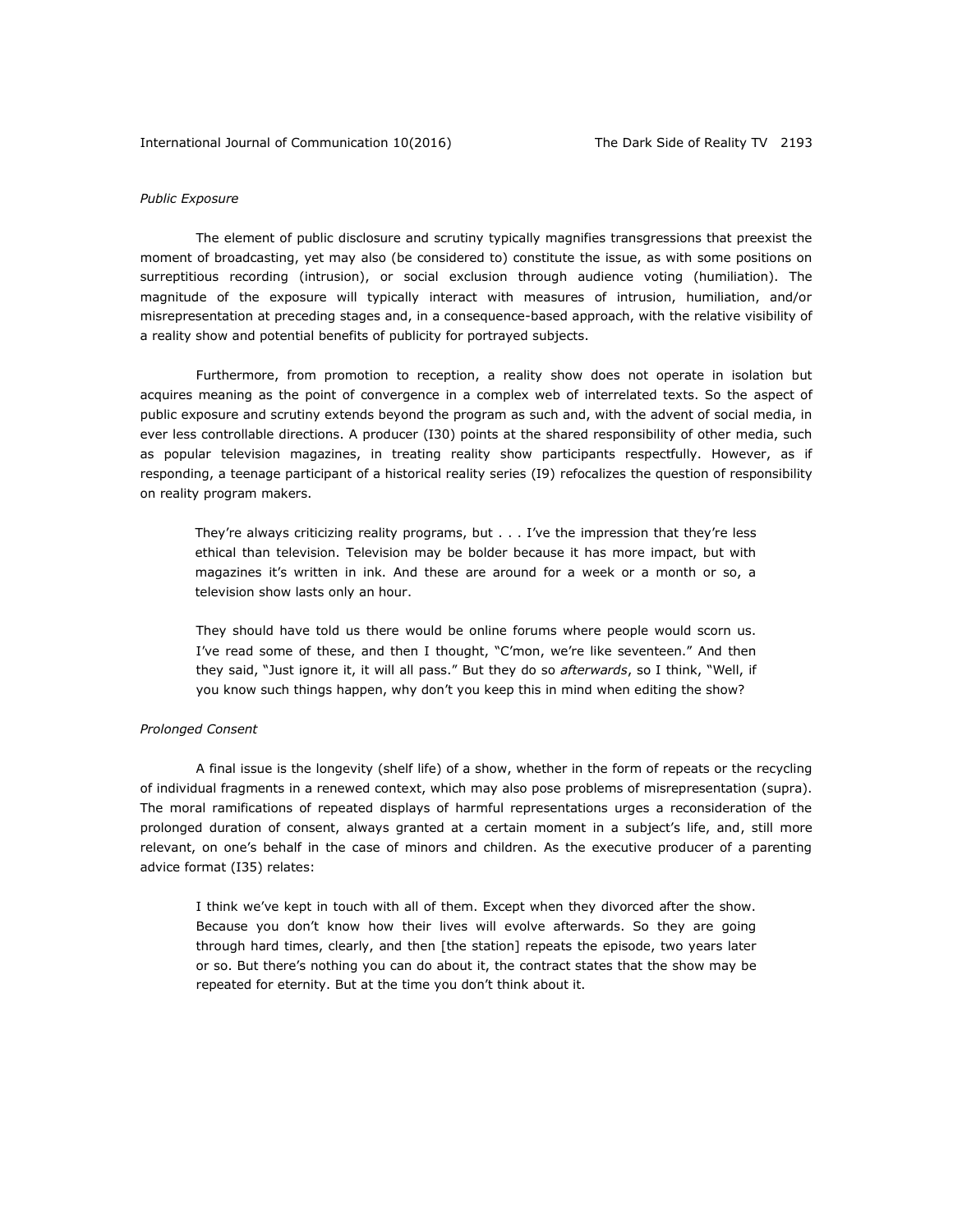*Public Exposure*

The element of public disclosure and scrutiny typically magnifies transgressions that preexist the moment of broadcasting, yet may also (be considered to) constitute the issue, as with some positions on surreptitious recording (intrusion), or social exclusion through audience voting (humiliation). The magnitude of the exposure will typically interact with measures of intrusion, humiliation, and/or misrepresentation at preceding stages and, in a consequence-based approach, with the relative visibility of a reality show and potential benefits of publicity for portrayed subjects.

Furthermore, from promotion to reception, a reality show does not operate in isolation but acquires meaning as the point of convergence in a complex web of interrelated texts. So the aspect of public exposure and scrutiny extends beyond the program as such and, with the advent of social media, in ever less controllable directions. A producer (I30) points at the shared responsibility of other media, such as popular television magazines, in treating reality show participants respectfully. However, as if responding, a teenage participant of a historical reality series (I9) refocalizes the question of responsibility on reality program makers.

> They're always criticizing reality programs, but . . . I've the impression that they're less ethical than television. Television may be bolder because it has more impact, but with magazines it's written in ink. And these are around for a week or a month or so, a television show lasts only an hour.
>
> They should have told us there would be online forums where people would scorn us. I've read some of these, and then I thought, "C'mon, we're like seventeen." And then they said, "Just ignore it, it will all pass." But they do so *afterwards*, so I think, "Well, if you know such things happen, why don't you keep this in mind when editing the show?

*Prolonged Consent*

A final issue is the longevity (shelf life) of a show, whether in the form of repeats or the recycling of individual fragments in a renewed context, which may also pose problems of misrepresentation (supra). The moral ramifications of repeated displays of harmful representations urges a reconsideration of the prolonged duration of consent, always granted at a certain moment in a subject's life, and, still more relevant, on one's behalf in the case of minors and children. As the executive producer of a parenting advice format (I35) relates:

> I think we've kept in touch with all of them. Except when they divorced after the show. Because you don't know how their lives will evolve afterwards. So they are going through hard times, clearly, and then [the station] repeats the episode, two years later or so. But there's nothing you can do about it, the contract states that the show may be repeated for eternity. But at the time you don't think about it.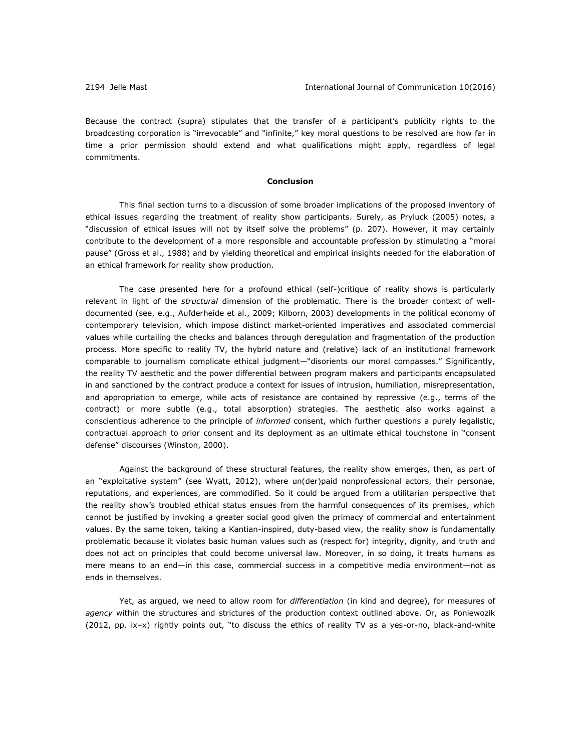Because the contract (supra) stipulates that the transfer of a participant's publicity rights to the broadcasting corporation is "irrevocable" and "infinite," key moral questions to be resolved are how far in time a prior permission should extend and what qualifications might apply, regardless of legal commitments.

## Conclusion

This final section turns to a discussion of some broader implications of the proposed inventory of ethical issues regarding the treatment of reality show participants. Surely, as Pryluck (2005) notes, a "discussion of ethical issues will not by itself solve the problems" (p. 207). However, it may certainly contribute to the development of a more responsible and accountable profession by stimulating a "moral pause" (Gross et al., 1988) and by yielding theoretical and empirical insights needed for the elaboration of an ethical framework for reality show production.

The case presented here for a profound ethical (self-)critique of reality shows is particularly relevant in light of the *structural* dimension of the problematic. There is the broader context of well-documented (see, e.g., Aufderheide et al., 2009; Kilborn, 2003) developments in the political economy of contemporary television, which impose distinct market-oriented imperatives and associated commercial values while curtailing the checks and balances through deregulation and fragmentation of the production process. More specific to reality TV, the hybrid nature and (relative) lack of an institutional framework comparable to journalism complicate ethical judgment—"disorients our moral compasses." Significantly, the reality TV aesthetic and the power differential between program makers and participants encapsulated in and sanctioned by the contract produce a context for issues of intrusion, humiliation, misrepresentation, and appropriation to emerge, while acts of resistance are contained by repressive (e.g., terms of the contract) or more subtle (e.g., total absorption) strategies. The aesthetic also works against a conscientious adherence to the principle of *informed* consent, which further questions a purely legalistic, contractual approach to prior consent and its deployment as an ultimate ethical touchstone in "consent defense" discourses (Winston, 2000).

Against the background of these structural features, the reality show emerges, then, as part of an "exploitative system" (see Wyatt, 2012), where un(der)paid nonprofessional actors, their personae, reputations, and experiences, are commodified. So it could be argued from a utilitarian perspective that the reality show's troubled ethical status ensues from the harmful consequences of its premises, which cannot be justified by invoking a greater social good given the primacy of commercial and entertainment values. By the same token, taking a Kantian-inspired, duty-based view, the reality show is fundamentally problematic because it violates basic human values such as (respect for) integrity, dignity, and truth and does not act on principles that could become universal law. Moreover, in so doing, it treats humans as mere means to an end—in this case, commercial success in a competitive media environment—not as ends in themselves.

Yet, as argued, we need to allow room for *differentiation* (in kind and degree), for measures of *agency* within the structures and strictures of the production context outlined above. Or, as Poniewozik (2012, pp. ix–x) rightly points out, "to discuss the ethics of reality TV as a yes-or-no, black-and-white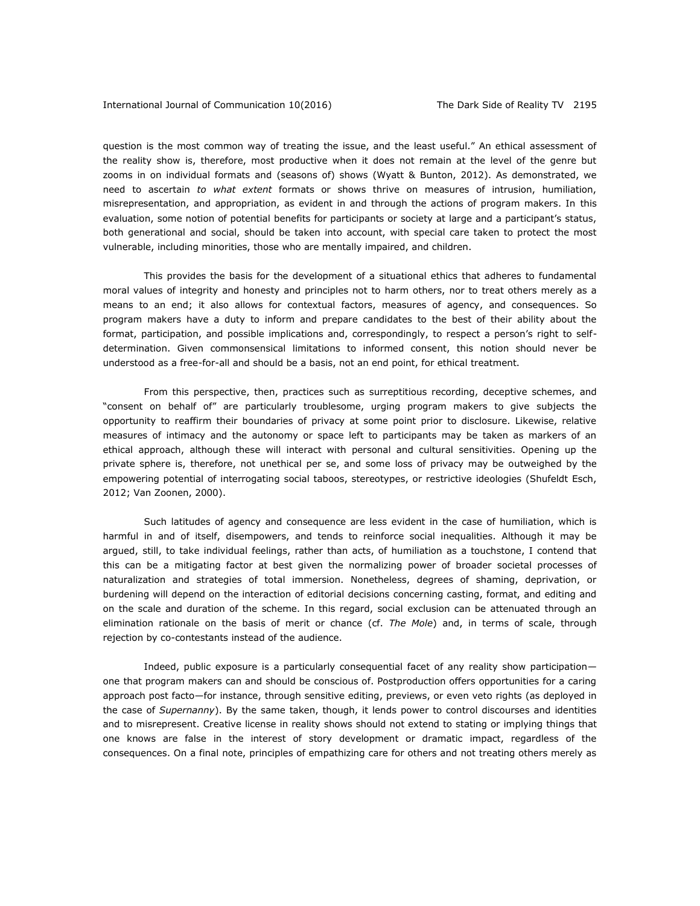question is the most common way of treating the issue, and the least useful." An ethical assessment of the reality show is, therefore, most productive when it does not remain at the level of the genre but zooms in on individual formats and (seasons of) shows (Wyatt & Bunton, 2012). As demonstrated, we need to ascertain *to what extent* formats or shows thrive on measures of intrusion, humiliation, misrepresentation, and appropriation, as evident in and through the actions of program makers. In this evaluation, some notion of potential benefits for participants or society at large and a participant's status, both generational and social, should be taken into account, with special care taken to protect the most vulnerable, including minorities, those who are mentally impaired, and children.

This provides the basis for the development of a situational ethics that adheres to fundamental moral values of integrity and honesty and principles not to harm others, nor to treat others merely as a means to an end; it also allows for contextual factors, measures of agency, and consequences. So program makers have a duty to inform and prepare candidates to the best of their ability about the format, participation, and possible implications and, correspondingly, to respect a person's right to self-determination. Given commonsensical limitations to informed consent, this notion should never be understood as a free-for-all and should be a basis, not an end point, for ethical treatment.

From this perspective, then, practices such as surreptitious recording, deceptive schemes, and "consent on behalf of" are particularly troublesome, urging program makers to give subjects the opportunity to reaffirm their boundaries of privacy at some point prior to disclosure. Likewise, relative measures of intimacy and the autonomy or space left to participants may be taken as markers of an ethical approach, although these will interact with personal and cultural sensitivities. Opening up the private sphere is, therefore, not unethical per se, and some loss of privacy may be outweighed by the empowering potential of interrogating social taboos, stereotypes, or restrictive ideologies (Shufeldt Esch, 2012; Van Zoonen, 2000).

Such latitudes of agency and consequence are less evident in the case of humiliation, which is harmful in and of itself, disempowers, and tends to reinforce social inequalities. Although it may be argued, still, to take individual feelings, rather than acts, of humiliation as a touchstone, I contend that this can be a mitigating factor at best given the normalizing power of broader societal processes of naturalization and strategies of total immersion. Nonetheless, degrees of shaming, deprivation, or burdening will depend on the interaction of editorial decisions concerning casting, format, and editing and on the scale and duration of the scheme. In this regard, social exclusion can be attenuated through an elimination rationale on the basis of merit or chance (cf. *The Mole*) and, in terms of scale, through rejection by co-contestants instead of the audience.

Indeed, public exposure is a particularly consequential facet of any reality show participation—one that program makers can and should be conscious of. Postproduction offers opportunities for a caring approach post facto—for instance, through sensitive editing, previews, or even veto rights (as deployed in the case of *Supernanny*). By the same taken, though, it lends power to control discourses and identities and to misrepresent. Creative license in reality shows should not extend to stating or implying things that one knows are false in the interest of story development or dramatic impact, regardless of the consequences. On a final note, principles of empathizing care for others and not treating others merely as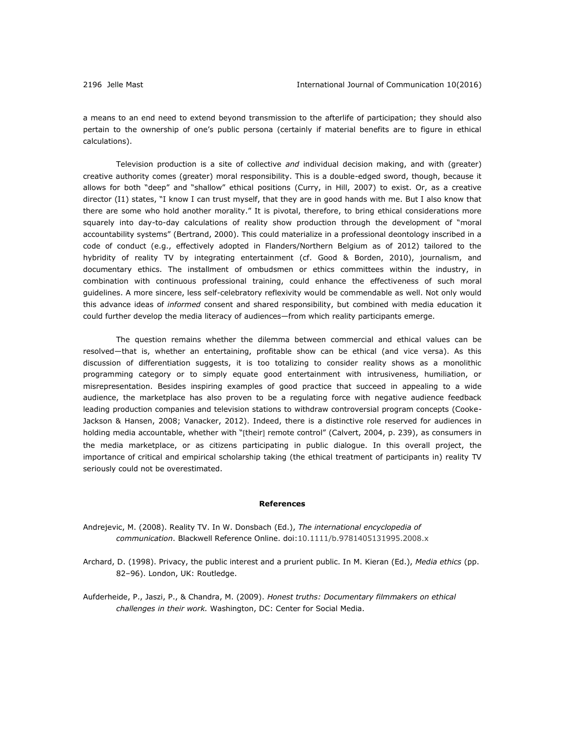a means to an end need to extend beyond transmission to the afterlife of participation; they should also pertain to the ownership of one's public persona (certainly if material benefits are to figure in ethical calculations).

Television production is a site of collective *and* individual decision making, and with (greater) creative authority comes (greater) moral responsibility. This is a double-edged sword, though, because it allows for both "deep" and "shallow" ethical positions (Curry, in Hill, 2007) to exist. Or, as a creative director (I1) states, "I know I can trust myself, that they are in good hands with me. But I also know that there are some who hold another morality." It is pivotal, therefore, to bring ethical considerations more squarely into day-to-day calculations of reality show production through the development of "moral accountability systems" (Bertrand, 2000). This could materialize in a professional deontology inscribed in a code of conduct (e.g., effectively adopted in Flanders/Northern Belgium as of 2012) tailored to the hybridity of reality TV by integrating entertainment (cf. Good & Borden, 2010), journalism, and documentary ethics. The installment of ombudsmen or ethics committees within the industry, in combination with continuous professional training, could enhance the effectiveness of such moral guidelines. A more sincere, less self-celebratory reflexivity would be commendable as well. Not only would this advance ideas of *informed* consent and shared responsibility, but combined with media education it could further develop the media literacy of audiences—from which reality participants emerge.

The question remains whether the dilemma between commercial and ethical values can be resolved—that is, whether an entertaining, profitable show can be ethical (and vice versa). As this discussion of differentiation suggests, it is too totalizing to consider reality shows as a monolithic programming category or to simply equate good entertainment with intrusiveness, humiliation, or misrepresentation. Besides inspiring examples of good practice that succeed in appealing to a wide audience, the marketplace has also proven to be a regulating force with negative audience feedback leading production companies and television stations to withdraw controversial program concepts (Cooke-Jackson & Hansen, 2008; Vanacker, 2012). Indeed, there is a distinctive role reserved for audiences in holding media accountable, whether with "[their] remote control" (Calvert, 2004, p. 239), as consumers in the media marketplace, or as citizens participating in public dialogue. In this overall project, the importance of critical and empirical scholarship taking (the ethical treatment of participants in) reality TV seriously could not be overestimated.

## References

Andrejevic, M. (2008). Reality TV. In W. Donsbach (Ed.), *The international encyclopedia of communication*. Blackwell Reference Online. doi:10.1111/b.9781405131995.2008.x

Archard, D. (1998). Privacy, the public interest and a prurient public. In M. Kieran (Ed.), *Media ethics* (pp. 82–96). London, UK: Routledge.

Aufderheide, P., Jaszi, P., & Chandra, M. (2009). *Honest truths: Documentary filmmakers on ethical challenges in their work.* Washington, DC: Center for Social Media.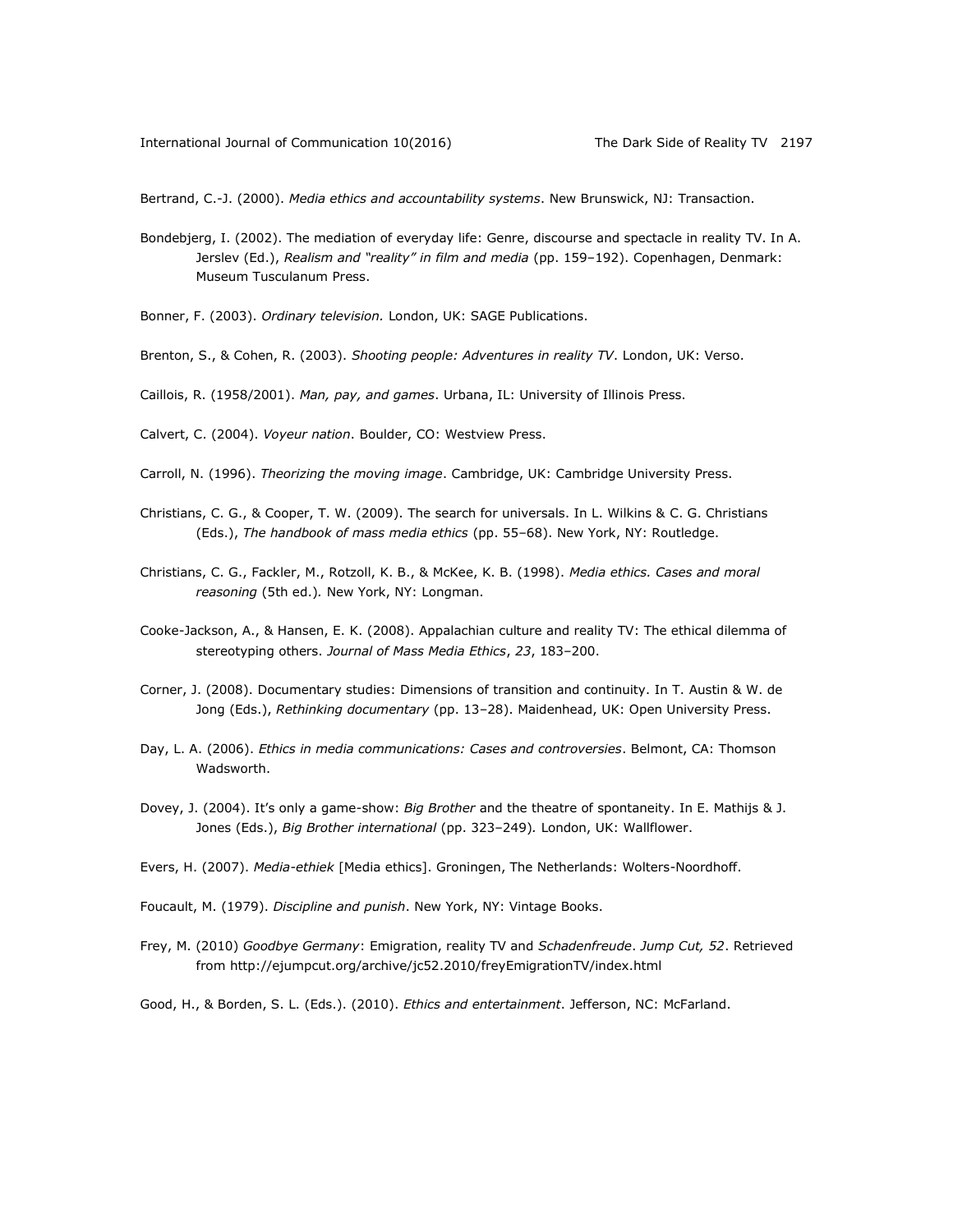Bertrand, C.-J. (2000). *Media ethics and accountability systems*. New Brunswick, NJ: Transaction.

Bondebjerg, I. (2002). The mediation of everyday life: Genre, discourse and spectacle in reality TV. In A. Jerslev (Ed.), *Realism and "reality" in film and media* (pp. 159–192). Copenhagen, Denmark: Museum Tusculanum Press.

Bonner, F. (2003). *Ordinary television.* London, UK: SAGE Publications.

Brenton, S., & Cohen, R. (2003). *Shooting people: Adventures in reality TV*. London, UK: Verso.

Caillois, R. (1958/2001). *Man, pay, and games*. Urbana, IL: University of Illinois Press.

Calvert, C. (2004). *Voyeur nation*. Boulder, CO: Westview Press.

Carroll, N. (1996). *Theorizing the moving image*. Cambridge, UK: Cambridge University Press.

Christians, C. G., & Cooper, T. W. (2009). The search for universals. In L. Wilkins & C. G. Christians (Eds.), *The handbook of mass media ethics* (pp. 55–68). New York, NY: Routledge.

Christians, C. G., Fackler, M., Rotzoll, K. B., & McKee, K. B. (1998). *Media ethics. Cases and moral reasoning* (5th ed.)*.* New York, NY: Longman.

Cooke-Jackson, A., & Hansen, E. K. (2008). Appalachian culture and reality TV: The ethical dilemma of stereotyping others. *Journal of Mass Media Ethics*, *23*, 183–200.

Corner, J. (2008). Documentary studies: Dimensions of transition and continuity. In T. Austin & W. de Jong (Eds.), *Rethinking documentary* (pp. 13–28). Maidenhead, UK: Open University Press.

Day, L. A. (2006). *Ethics in media communications: Cases and controversies*. Belmont, CA: Thomson Wadsworth.

Dovey, J. (2004). It's only a game-show: *Big Brother* and the theatre of spontaneity. In E. Mathijs & J. Jones (Eds.), *Big Brother international* (pp. 323–249)*.* London, UK: Wallflower.

Evers, H. (2007). *Media-ethiek* [Media ethics]. Groningen, The Netherlands: Wolters-Noordhoff.

Foucault, M. (1979). *Discipline and punish*. New York, NY: Vintage Books.

Frey, M. (2010) *Goodbye Germany*: Emigration, reality TV and *Schadenfreude*. *Jump Cut, 52*. Retrieved from http://ejumpcut.org/archive/jc52.2010/freyEmigrationTV/index.html

Good, H., & Borden, S. L. (Eds.). (2010). *Ethics and entertainment*. Jefferson, NC: McFarland.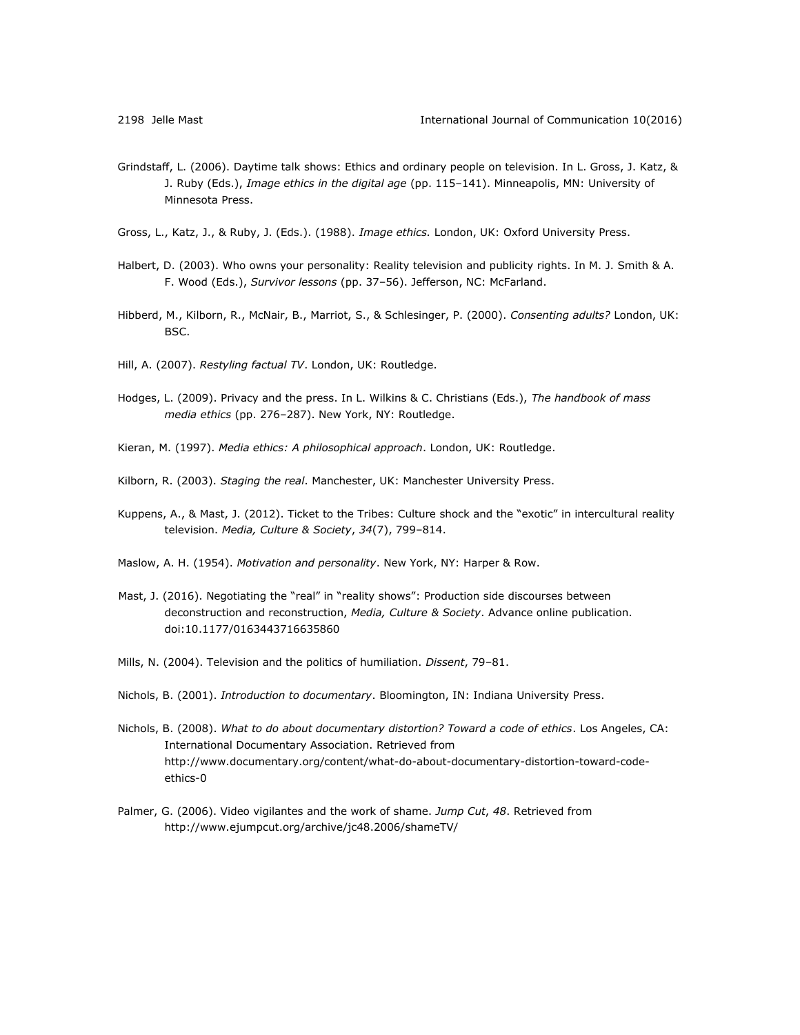Grindstaff, L. (2006). Daytime talk shows: Ethics and ordinary people on television. In L. Gross, J. Katz, & J. Ruby (Eds.), *Image ethics in the digital age* (pp. 115–141). Minneapolis, MN: University of Minnesota Press.

Gross, L., Katz, J., & Ruby, J. (Eds.). (1988). *Image ethics.* London, UK: Oxford University Press.

Halbert, D. (2003). Who owns your personality: Reality television and publicity rights. In M. J. Smith & A. F. Wood (Eds.), *Survivor lessons* (pp. 37–56). Jefferson, NC: McFarland.

Hibberd, M., Kilborn, R., McNair, B., Marriot, S., & Schlesinger, P. (2000). *Consenting adults?* London, UK: BSC.

Hill, A. (2007). *Restyling factual TV*. London, UK: Routledge.

Hodges, L. (2009). Privacy and the press. In L. Wilkins & C. Christians (Eds.), *The handbook of mass media ethics* (pp. 276–287). New York, NY: Routledge.

Kieran, M. (1997). *Media ethics: A philosophical approach*. London, UK: Routledge.

Kilborn, R. (2003). *Staging the real*. Manchester, UK: Manchester University Press.

Kuppens, A., & Mast, J. (2012). Ticket to the Tribes: Culture shock and the "exotic" in intercultural reality television. *Media, Culture & Society*, *34*(7), 799–814.

Maslow, A. H. (1954). *Motivation and personality*. New York, NY: Harper & Row.

Mast, J. (2016). Negotiating the "real" in "reality shows": Production side discourses between deconstruction and reconstruction, *Media, Culture & Society*. Advance online publication. doi:10.1177/0163443716635860

Mills, N. (2004). Television and the politics of humiliation. *Dissent*, 79–81.

Nichols, B. (2001). *Introduction to documentary*. Bloomington, IN: Indiana University Press.

Nichols, B. (2008). *What to do about documentary distortion? Toward a code of ethics*. Los Angeles, CA: International Documentary Association. Retrieved from http://www.documentary.org/content/what-do-about-documentary-distortion-toward-code-ethics-0

Palmer, G. (2006). Video vigilantes and the work of shame. *Jump Cut*, *48*. Retrieved from http://www.ejumpcut.org/archive/jc48.2006/shameTV/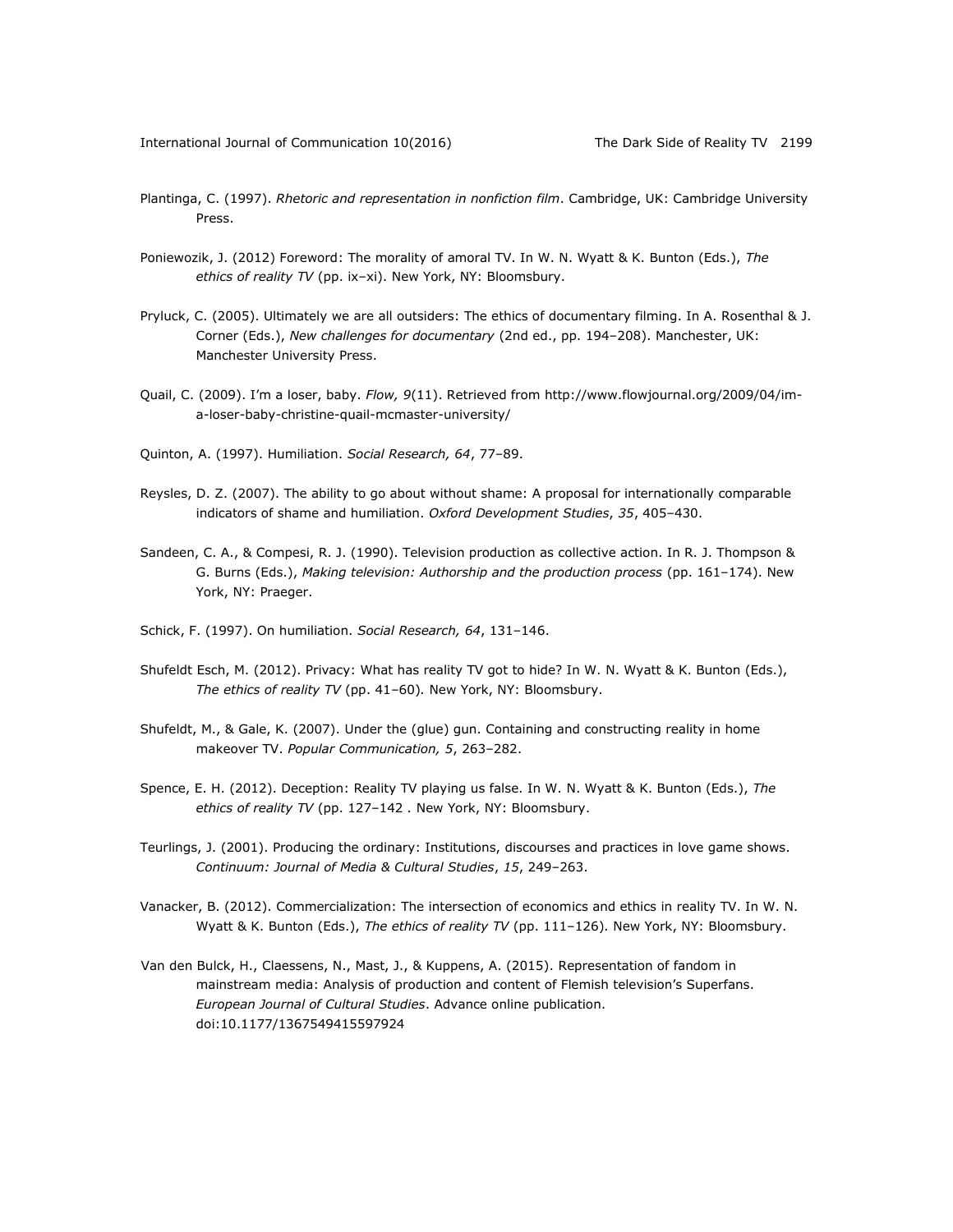Plantinga, C. (1997). *Rhetoric and representation in nonfiction film*. Cambridge, UK: Cambridge University Press.

Poniewozik, J. (2012) Foreword: The morality of amoral TV. In W. N. Wyatt & K. Bunton (Eds.), *The ethics of reality TV* (pp. ix–xi). New York, NY: Bloomsbury.

Pryluck, C. (2005). Ultimately we are all outsiders: The ethics of documentary filming. In A. Rosenthal & J. Corner (Eds.), *New challenges for documentary* (2nd ed., pp. 194–208). Manchester, UK: Manchester University Press.

Quail, C. (2009). I'm a loser, baby. *Flow, 9*(11). Retrieved from http://www.flowjournal.org/2009/04/im-a-loser-baby-christine-quail-mcmaster-university/

Quinton, A. (1997). Humiliation. *Social Research, 64*, 77–89.

Reysles, D. Z. (2007). The ability to go about without shame: A proposal for internationally comparable indicators of shame and humiliation. *Oxford Development Studies*, *35*, 405–430.

Sandeen, C. A., & Compesi, R. J. (1990). Television production as collective action. In R. J. Thompson & G. Burns (Eds.), *Making television: Authorship and the production process* (pp. 161–174). New York, NY: Praeger.

Schick, F. (1997). On humiliation. *Social Research, 64*, 131–146.

Shufeldt Esch, M. (2012). Privacy: What has reality TV got to hide? In W. N. Wyatt & K. Bunton (Eds.), *The ethics of reality TV* (pp. 41–60). New York, NY: Bloomsbury.

Shufeldt, M., & Gale, K. (2007). Under the (glue) gun. Containing and constructing reality in home makeover TV. *Popular Communication, 5*, 263–282.

Spence, E. H. (2012). Deception: Reality TV playing us false. In W. N. Wyatt & K. Bunton (Eds.), *The ethics of reality TV* (pp. 127–142 . New York, NY: Bloomsbury.

Teurlings, J. (2001). Producing the ordinary: Institutions, discourses and practices in love game shows. *Continuum: Journal of Media & Cultural Studies*, *15*, 249–263.

Vanacker, B. (2012). Commercialization: The intersection of economics and ethics in reality TV. In W. N. Wyatt & K. Bunton (Eds.), *The ethics of reality TV* (pp. 111–126). New York, NY: Bloomsbury.

Van den Bulck, H., Claessens, N., Mast, J., & Kuppens, A. (2015). Representation of fandom in mainstream media: Analysis of production and content of Flemish television's Superfans. *European Journal of Cultural Studies*. Advance online publication. doi:10.1177/1367549415597924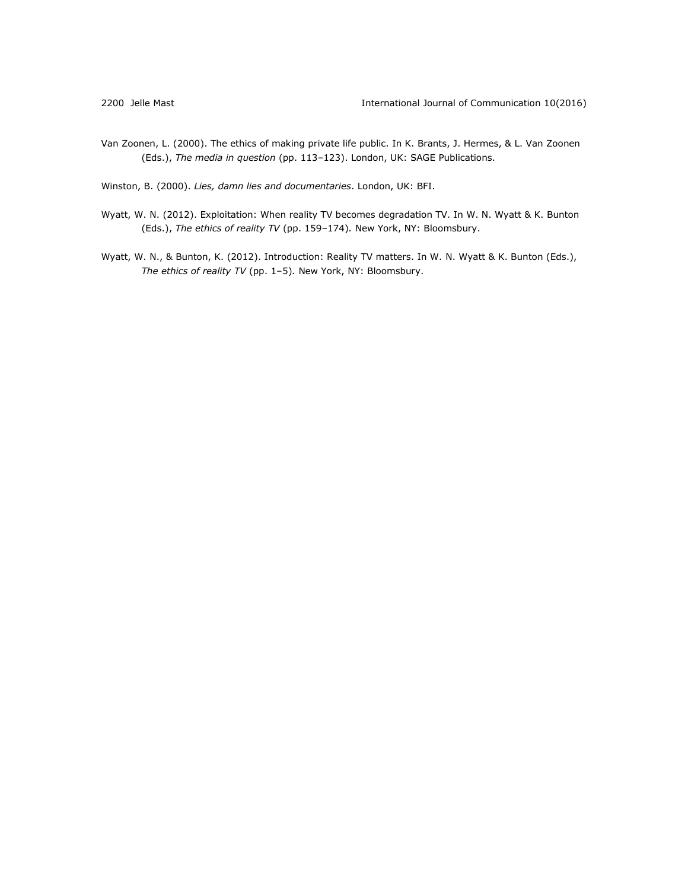Van Zoonen, L. (2000). The ethics of making private life public. In K. Brants, J. Hermes, & L. Van Zoonen (Eds.), *The media in question* (pp. 113–123). London, UK: SAGE Publications.

Winston, B. (2000). *Lies, damn lies and documentaries*. London, UK: BFI.

Wyatt, W. N. (2012). Exploitation: When reality TV becomes degradation TV. In W. N. Wyatt & K. Bunton (Eds.), *The ethics of reality TV* (pp. 159–174). New York, NY: Bloomsbury.

Wyatt, W. N., & Bunton, K. (2012). Introduction: Reality TV matters. In W. N. Wyatt & K. Bunton (Eds.), *The ethics of reality TV* (pp. 1–5). New York, NY: Bloomsbury.